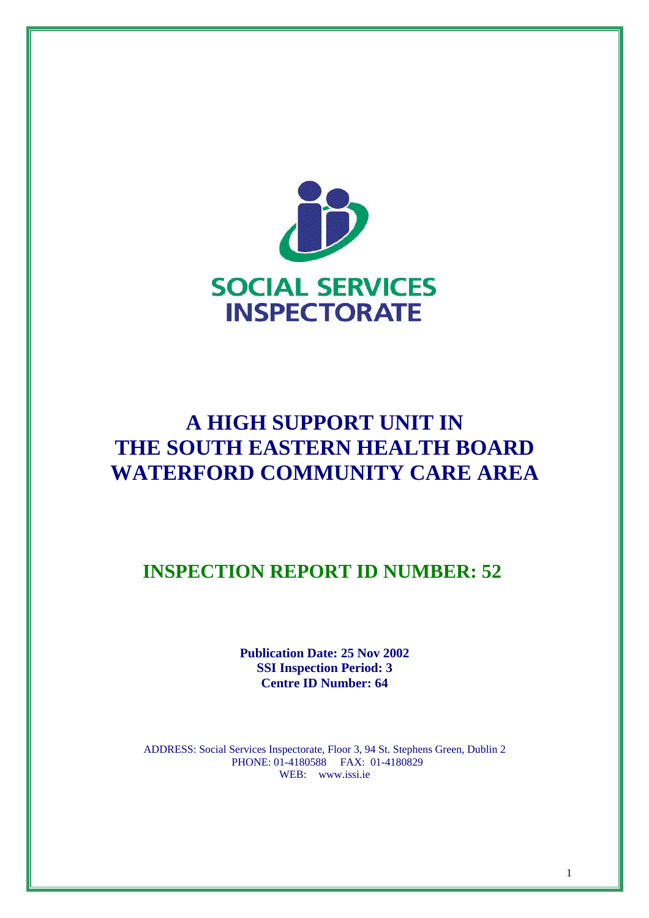SOCIAL SERVICES INSPECTORATE

# A HIGH SUPPORT UNIT IN THE SOUTH EASTERN HEALTH BOARD WATERFORD COMMUNITY CARE AREA

## INSPECTION REPORT ID NUMBER: 52

**Publication Date: 25 Nov 2002**
**SSI Inspection Period: 3**
**Centre ID Number: 64**

ADDRESS: Social Services Inspectorate, Floor 3, 94 St. Stephens Green, Dublin 2
PHONE: 01-4180588  FAX: 01-4180829
WEB: www.issi.ie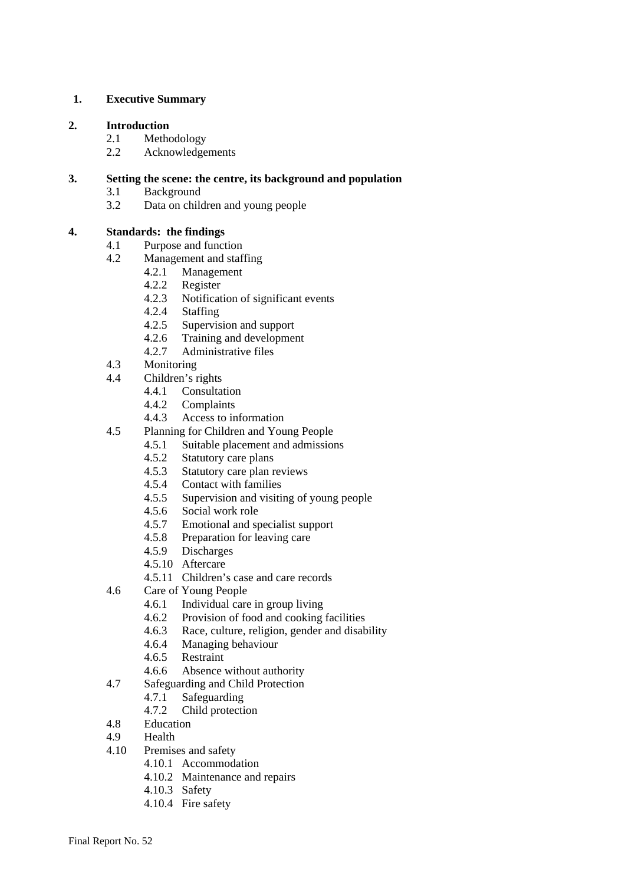**1. Executive Summary**

**2. Introduction**

- 2.1 Methodology
- 2.2 Acknowledgements

**3. Setting the scene: the centre, its background and population**

- 3.1 Background
- 3.2 Data on children and young people

**4. Standards: the findings**

- 4.1 Purpose and function
- 4.2 Management and staffing
  - 4.2.1 Management
  - 4.2.2 Register
  - 4.2.3 Notification of significant events
  - 4.2.4 Staffing
  - 4.2.5 Supervision and support
  - 4.2.6 Training and development
  - 4.2.7 Administrative files
- 4.3 Monitoring
- 4.4 Children's rights
  - 4.4.1 Consultation
  - 4.4.2 Complaints
  - 4.4.3 Access to information
- 4.5 Planning for Children and Young People
  - 4.5.1 Suitable placement and admissions
  - 4.5.2 Statutory care plans
  - 4.5.3 Statutory care plan reviews
  - 4.5.4 Contact with families
  - 4.5.5 Supervision and visiting of young people
  - 4.5.6 Social work role
  - 4.5.7 Emotional and specialist support
  - 4.5.8 Preparation for leaving care
  - 4.5.9 Discharges
  - 4.5.10 Aftercare
  - 4.5.11 Children's case and care records
- 4.6 Care of Young People
  - 4.6.1 Individual care in group living
  - 4.6.2 Provision of food and cooking facilities
  - 4.6.3 Race, culture, religion, gender and disability
  - 4.6.4 Managing behaviour
  - 4.6.5 Restraint
  - 4.6.6 Absence without authority
- 4.7 Safeguarding and Child Protection
  - 4.7.1 Safeguarding
  - 4.7.2 Child protection
- 4.8 Education
- 4.9 Health
- 4.10 Premises and safety
  - 4.10.1 Accommodation
  - 4.10.2 Maintenance and repairs
  - 4.10.3 Safety
  - 4.10.4 Fire safety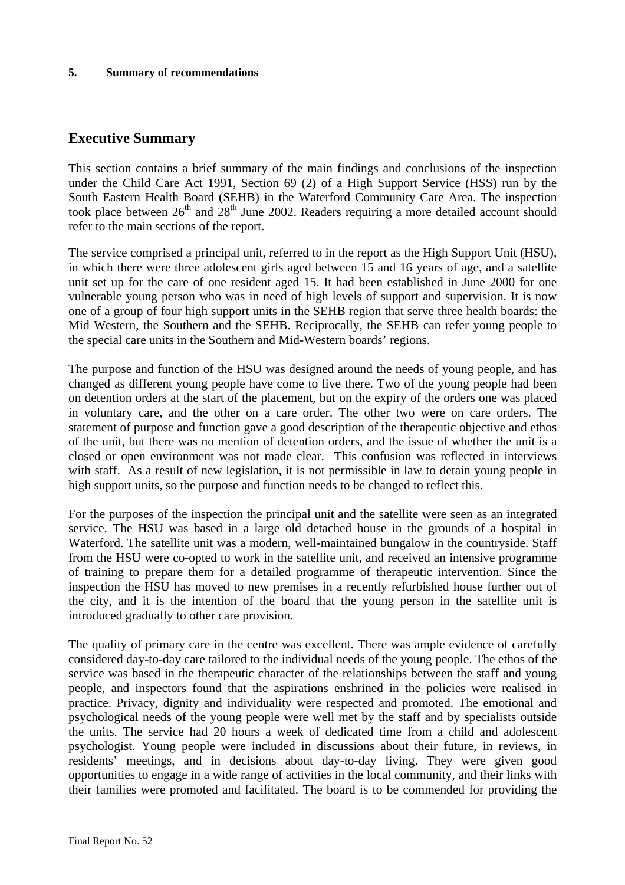**5. Summary of recommendations**

## Executive Summary

This section contains a brief summary of the main findings and conclusions of the inspection under the Child Care Act 1991, Section 69 (2) of a High Support Service (HSS) run by the South Eastern Health Board (SEHB) in the Waterford Community Care Area. The inspection took place between 26th and 28th June 2002. Readers requiring a more detailed account should refer to the main sections of the report.

The service comprised a principal unit, referred to in the report as the High Support Unit (HSU), in which there were three adolescent girls aged between 15 and 16 years of age, and a satellite unit set up for the care of one resident aged 15. It had been established in June 2000 for one vulnerable young person who was in need of high levels of support and supervision. It is now one of a group of four high support units in the SEHB region that serve three health boards: the Mid Western, the Southern and the SEHB. Reciprocally, the SEHB can refer young people to the special care units in the Southern and Mid-Western boards' regions.

The purpose and function of the HSU was designed around the needs of young people, and has changed as different young people have come to live there. Two of the young people had been on detention orders at the start of the placement, but on the expiry of the orders one was placed in voluntary care, and the other on a care order. The other two were on care orders. The statement of purpose and function gave a good description of the therapeutic objective and ethos of the unit, but there was no mention of detention orders, and the issue of whether the unit is a closed or open environment was not made clear. This confusion was reflected in interviews with staff. As a result of new legislation, it is not permissible in law to detain young people in high support units, so the purpose and function needs to be changed to reflect this.

For the purposes of the inspection the principal unit and the satellite were seen as an integrated service. The HSU was based in a large old detached house in the grounds of a hospital in Waterford. The satellite unit was a modern, well-maintained bungalow in the countryside. Staff from the HSU were co-opted to work in the satellite unit, and received an intensive programme of training to prepare them for a detailed programme of therapeutic intervention. Since the inspection the HSU has moved to new premises in a recently refurbished house further out of the city, and it is the intention of the board that the young person in the satellite unit is introduced gradually to other care provision.

The quality of primary care in the centre was excellent. There was ample evidence of carefully considered day-to-day care tailored to the individual needs of the young people. The ethos of the service was based in the therapeutic character of the relationships between the staff and young people, and inspectors found that the aspirations enshrined in the policies were realised in practice. Privacy, dignity and individuality were respected and promoted. The emotional and psychological needs of the young people were well met by the staff and by specialists outside the units. The service had 20 hours a week of dedicated time from a child and adolescent psychologist. Young people were included in discussions about their future, in reviews, in residents' meetings, and in decisions about day-to-day living. They were given good opportunities to engage in a wide range of activities in the local community, and their links with their families were promoted and facilitated. The board is to be commended for providing the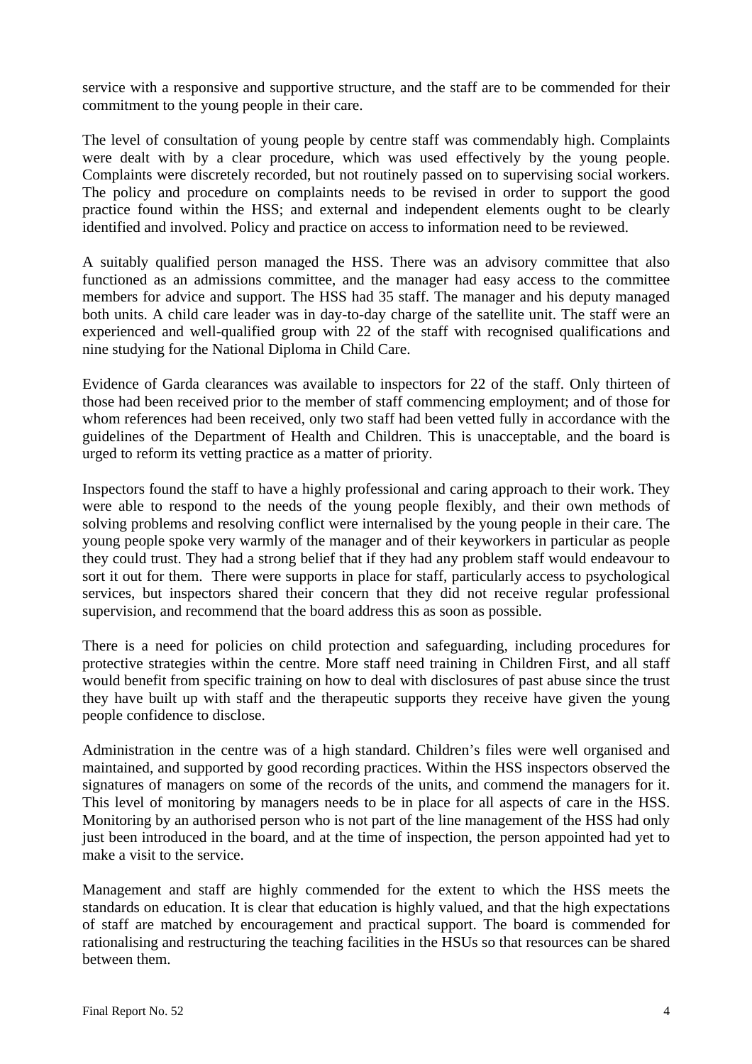service with a responsive and supportive structure, and the staff are to be commended for their commitment to the young people in their care.

The level of consultation of young people by centre staff was commendably high. Complaints were dealt with by a clear procedure, which was used effectively by the young people. Complaints were discretely recorded, but not routinely passed on to supervising social workers. The policy and procedure on complaints needs to be revised in order to support the good practice found within the HSS; and external and independent elements ought to be clearly identified and involved. Policy and practice on access to information need to be reviewed.

A suitably qualified person managed the HSS. There was an advisory committee that also functioned as an admissions committee, and the manager had easy access to the committee members for advice and support. The HSS had 35 staff. The manager and his deputy managed both units. A child care leader was in day-to-day charge of the satellite unit. The staff were an experienced and well-qualified group with 22 of the staff with recognised qualifications and nine studying for the National Diploma in Child Care.

Evidence of Garda clearances was available to inspectors for 22 of the staff. Only thirteen of those had been received prior to the member of staff commencing employment; and of those for whom references had been received, only two staff had been vetted fully in accordance with the guidelines of the Department of Health and Children. This is unacceptable, and the board is urged to reform its vetting practice as a matter of priority.

Inspectors found the staff to have a highly professional and caring approach to their work. They were able to respond to the needs of the young people flexibly, and their own methods of solving problems and resolving conflict were internalised by the young people in their care. The young people spoke very warmly of the manager and of their keyworkers in particular as people they could trust. They had a strong belief that if they had any problem staff would endeavour to sort it out for them. There were supports in place for staff, particularly access to psychological services, but inspectors shared their concern that they did not receive regular professional supervision, and recommend that the board address this as soon as possible.

There is a need for policies on child protection and safeguarding, including procedures for protective strategies within the centre. More staff need training in Children First, and all staff would benefit from specific training on how to deal with disclosures of past abuse since the trust they have built up with staff and the therapeutic supports they receive have given the young people confidence to disclose.

Administration in the centre was of a high standard. Children's files were well organised and maintained, and supported by good recording practices. Within the HSS inspectors observed the signatures of managers on some of the records of the units, and commend the managers for it. This level of monitoring by managers needs to be in place for all aspects of care in the HSS. Monitoring by an authorised person who is not part of the line management of the HSS had only just been introduced in the board, and at the time of inspection, the person appointed had yet to make a visit to the service.

Management and staff are highly commended for the extent to which the HSS meets the standards on education. It is clear that education is highly valued, and that the high expectations of staff are matched by encouragement and practical support. The board is commended for rationalising and restructuring the teaching facilities in the HSUs so that resources can be shared between them.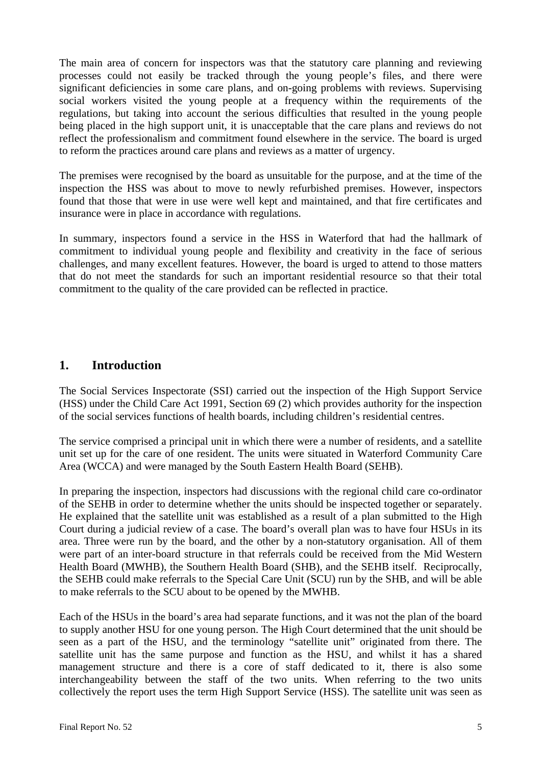The main area of concern for inspectors was that the statutory care planning and reviewing processes could not easily be tracked through the young people's files, and there were significant deficiencies in some care plans, and on-going problems with reviews. Supervising social workers visited the young people at a frequency within the requirements of the regulations, but taking into account the serious difficulties that resulted in the young people being placed in the high support unit, it is unacceptable that the care plans and reviews do not reflect the professionalism and commitment found elsewhere in the service. The board is urged to reform the practices around care plans and reviews as a matter of urgency.

The premises were recognised by the board as unsuitable for the purpose, and at the time of the inspection the HSS was about to move to newly refurbished premises. However, inspectors found that those that were in use were well kept and maintained, and that fire certificates and insurance were in place in accordance with regulations.

In summary, inspectors found a service in the HSS in Waterford that had the hallmark of commitment to individual young people and flexibility and creativity in the face of serious challenges, and many excellent features. However, the board is urged to attend to those matters that do not meet the standards for such an important residential resource so that their total commitment to the quality of the care provided can be reflected in practice.

## 1. Introduction

The Social Services Inspectorate (SSI) carried out the inspection of the High Support Service (HSS) under the Child Care Act 1991, Section 69 (2) which provides authority for the inspection of the social services functions of health boards, including children's residential centres.

The service comprised a principal unit in which there were a number of residents, and a satellite unit set up for the care of one resident. The units were situated in Waterford Community Care Area (WCCA) and were managed by the South Eastern Health Board (SEHB).

In preparing the inspection, inspectors had discussions with the regional child care co-ordinator of the SEHB in order to determine whether the units should be inspected together or separately. He explained that the satellite unit was established as a result of a plan submitted to the High Court during a judicial review of a case. The board's overall plan was to have four HSUs in its area. Three were run by the board, and the other by a non-statutory organisation. All of them were part of an inter-board structure in that referrals could be received from the Mid Western Health Board (MWHB), the Southern Health Board (SHB), and the SEHB itself. Reciprocally, the SEHB could make referrals to the Special Care Unit (SCU) run by the SHB, and will be able to make referrals to the SCU about to be opened by the MWHB.

Each of the HSUs in the board's area had separate functions, and it was not the plan of the board to supply another HSU for one young person. The High Court determined that the unit should be seen as a part of the HSU, and the terminology "satellite unit" originated from there. The satellite unit has the same purpose and function as the HSU, and whilst it has a shared management structure and there is a core of staff dedicated to it, there is also some interchangeability between the staff of the two units. When referring to the two units collectively the report uses the term High Support Service (HSS). The satellite unit was seen as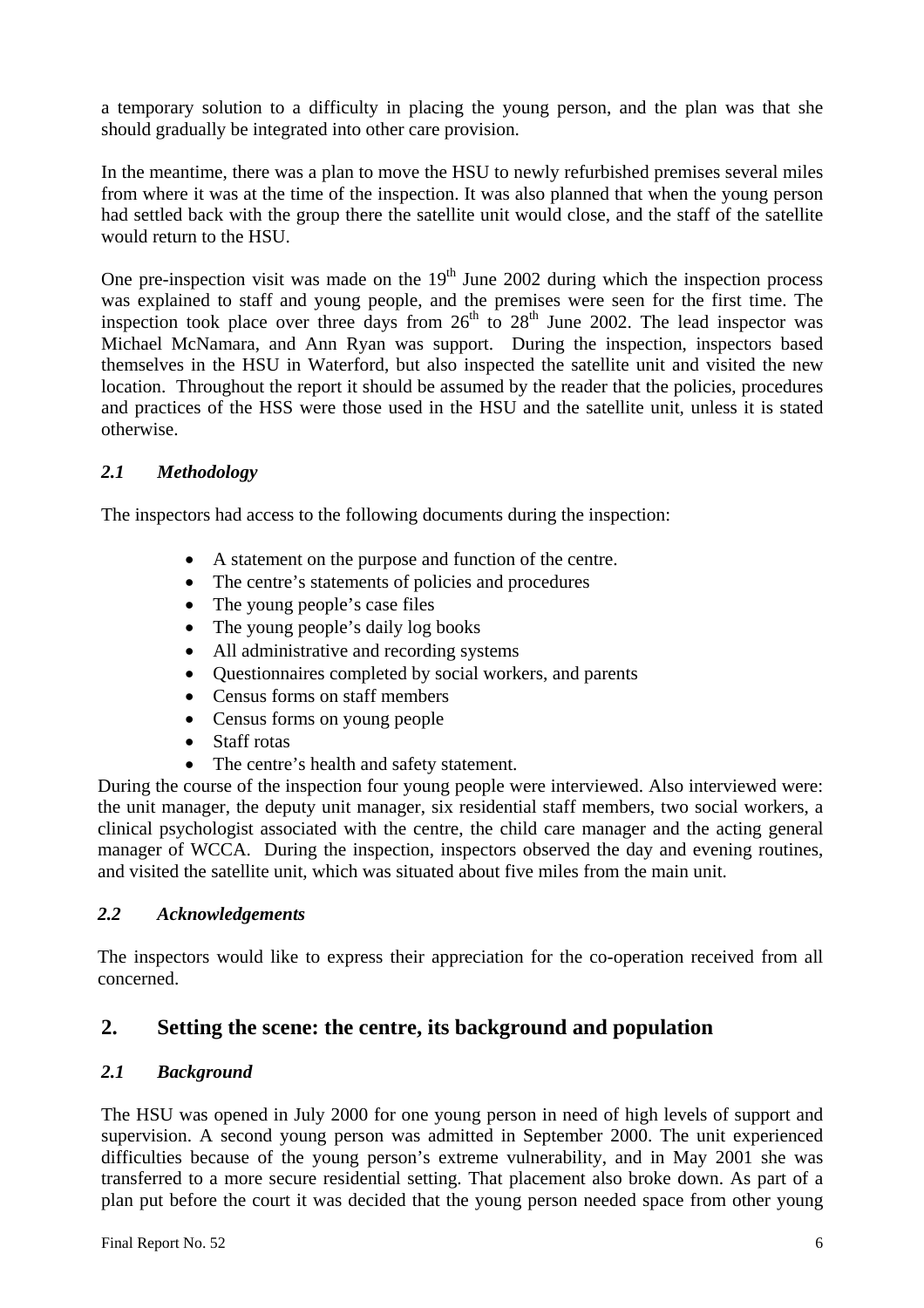a temporary solution to a difficulty in placing the young person, and the plan was that she should gradually be integrated into other care provision.

In the meantime, there was a plan to move the HSU to newly refurbished premises several miles from where it was at the time of the inspection. It was also planned that when the young person had settled back with the group there the satellite unit would close, and the staff of the satellite would return to the HSU.

One pre-inspection visit was made on the 19th June 2002 during which the inspection process was explained to staff and young people, and the premises were seen for the first time. The inspection took place over three days from 26th to 28th June 2002. The lead inspector was Michael McNamara, and Ann Ryan was support. During the inspection, inspectors based themselves in the HSU in Waterford, but also inspected the satellite unit and visited the new location. Throughout the report it should be assumed by the reader that the policies, procedures and practices of the HSS were those used in the HSU and the satellite unit, unless it is stated otherwise.

### *2.1 Methodology*

The inspectors had access to the following documents during the inspection:

- A statement on the purpose and function of the centre.
- The centre's statements of policies and procedures
- The young people's case files
- The young people's daily log books
- All administrative and recording systems
- Questionnaires completed by social workers, and parents
- Census forms on staff members
- Census forms on young people
- Staff rotas
- The centre's health and safety statement.

During the course of the inspection four young people were interviewed. Also interviewed were: the unit manager, the deputy unit manager, six residential staff members, two social workers, a clinical psychologist associated with the centre, the child care manager and the acting general manager of WCCA. During the inspection, inspectors observed the day and evening routines, and visited the satellite unit, which was situated about five miles from the main unit.

### *2.2 Acknowledgements*

The inspectors would like to express their appreciation for the co-operation received from all concerned.

## 2. Setting the scene: the centre, its background and population

### *2.1 Background*

The HSU was opened in July 2000 for one young person in need of high levels of support and supervision. A second young person was admitted in September 2000. The unit experienced difficulties because of the young person's extreme vulnerability, and in May 2001 she was transferred to a more secure residential setting. That placement also broke down. As part of a plan put before the court it was decided that the young person needed space from other young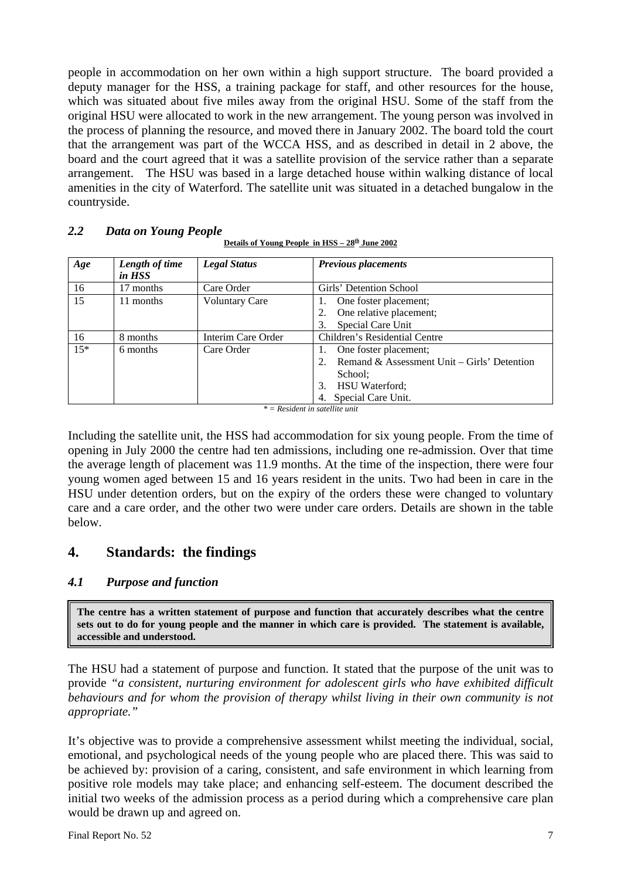people in accommodation on her own within a high support structure. The board provided a deputy manager for the HSS, a training package for staff, and other resources for the house, which was situated about five miles away from the original HSU. Some of the staff from the original HSU were allocated to work in the new arrangement. The young person was involved in the process of planning the resource, and moved there in January 2002. The board told the court that the arrangement was part of the WCCA HSS, and as described in detail in 2 above, the board and the court agreed that it was a satellite provision of the service rather than a separate arrangement. The HSU was based in a large detached house within walking distance of local amenities in the city of Waterford. The satellite unit was situated in a detached bungalow in the countryside.

### *2.2 Data on Young People*

**Details of Young People in HSS – 28th June 2002**

| *Age* | *Length of time in HSS* | *Legal Status* | *Previous placements* |
|---|---|---|---|
| 16 | 17 months | Care Order | Girls' Detention School |
| 15 | 11 months | Voluntary Care | 1. One foster placement;<br>2. One relative placement;<br>3. Special Care Unit |
| 16 | 8 months | Interim Care Order | Children's Residential Centre |
| 15* | 6 months | Care Order | 1. One foster placement;<br>2. Remand & Assessment Unit – Girls' Detention School;<br>3. HSU Waterford;<br>4. Special Care Unit. |

*\* = Resident in satellite unit*

Including the satellite unit, the HSS had accommodation for six young people. From the time of opening in July 2000 the centre had ten admissions, including one re-admission. Over that time the average length of placement was 11.9 months. At the time of the inspection, there were four young women aged between 15 and 16 years resident in the units. Two had been in care in the HSU under detention orders, but on the expiry of the orders these were changed to voluntary care and a care order, and the other two were under care orders. Details are shown in the table below.

## 4. Standards: the findings

### *4.1 Purpose and function*

**The centre has a written statement of purpose and function that accurately describes what the centre sets out to do for young people and the manner in which care is provided. The statement is available, accessible and understood.**

The HSU had a statement of purpose and function. It stated that the purpose of the unit was to provide *"a consistent, nurturing environment for adolescent girls who have exhibited difficult behaviours and for whom the provision of therapy whilst living in their own community is not appropriate."*

It's objective was to provide a comprehensive assessment whilst meeting the individual, social, emotional, and psychological needs of the young people who are placed there. This was said to be achieved by: provision of a caring, consistent, and safe environment in which learning from positive role models may take place; and enhancing self-esteem. The document described the initial two weeks of the admission process as a period during which a comprehensive care plan would be drawn up and agreed on.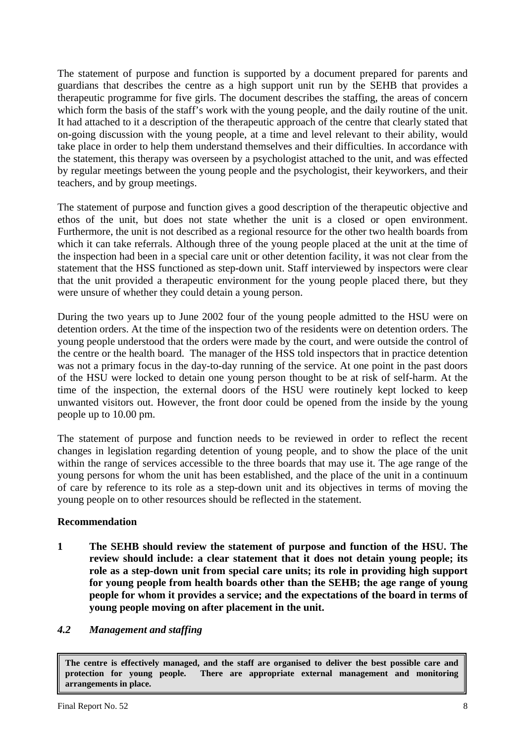The statement of purpose and function is supported by a document prepared for parents and guardians that describes the centre as a high support unit run by the SEHB that provides a therapeutic programme for five girls. The document describes the staffing, the areas of concern which form the basis of the staff's work with the young people, and the daily routine of the unit. It had attached to it a description of the therapeutic approach of the centre that clearly stated that on-going discussion with the young people, at a time and level relevant to their ability, would take place in order to help them understand themselves and their difficulties. In accordance with the statement, this therapy was overseen by a psychologist attached to the unit, and was effected by regular meetings between the young people and the psychologist, their keyworkers, and their teachers, and by group meetings.

The statement of purpose and function gives a good description of the therapeutic objective and ethos of the unit, but does not state whether the unit is a closed or open environment. Furthermore, the unit is not described as a regional resource for the other two health boards from which it can take referrals. Although three of the young people placed at the unit at the time of the inspection had been in a special care unit or other detention facility, it was not clear from the statement that the HSS functioned as step-down unit. Staff interviewed by inspectors were clear that the unit provided a therapeutic environment for the young people placed there, but they were unsure of whether they could detain a young person.

During the two years up to June 2002 four of the young people admitted to the HSU were on detention orders. At the time of the inspection two of the residents were on detention orders. The young people understood that the orders were made by the court, and were outside the control of the centre or the health board. The manager of the HSS told inspectors that in practice detention was not a primary focus in the day-to-day running of the service. At one point in the past doors of the HSU were locked to detain one young person thought to be at risk of self-harm. At the time of the inspection, the external doors of the HSU were routinely kept locked to keep unwanted visitors out. However, the front door could be opened from the inside by the young people up to 10.00 pm.

The statement of purpose and function needs to be reviewed in order to reflect the recent changes in legislation regarding detention of young people, and to show the place of the unit within the range of services accessible to the three boards that may use it. The age range of the young persons for whom the unit has been established, and the place of the unit in a continuum of care by reference to its role as a step-down unit and its objectives in terms of moving the young people on to other resources should be reflected in the statement.

**Recommendation**

**1 The SEHB should review the statement of purpose and function of the HSU. The review should include: a clear statement that it does not detain young people; its role as a step-down unit from special care units; its role in providing high support for young people from health boards other than the SEHB; the age range of young people for whom it provides a service; and the expectations of the board in terms of young people moving on after placement in the unit.**

### *4.2 Management and staffing*

**The centre is effectively managed, and the staff are organised to deliver the best possible care and protection for young people. There are appropriate external management and monitoring arrangements in place.**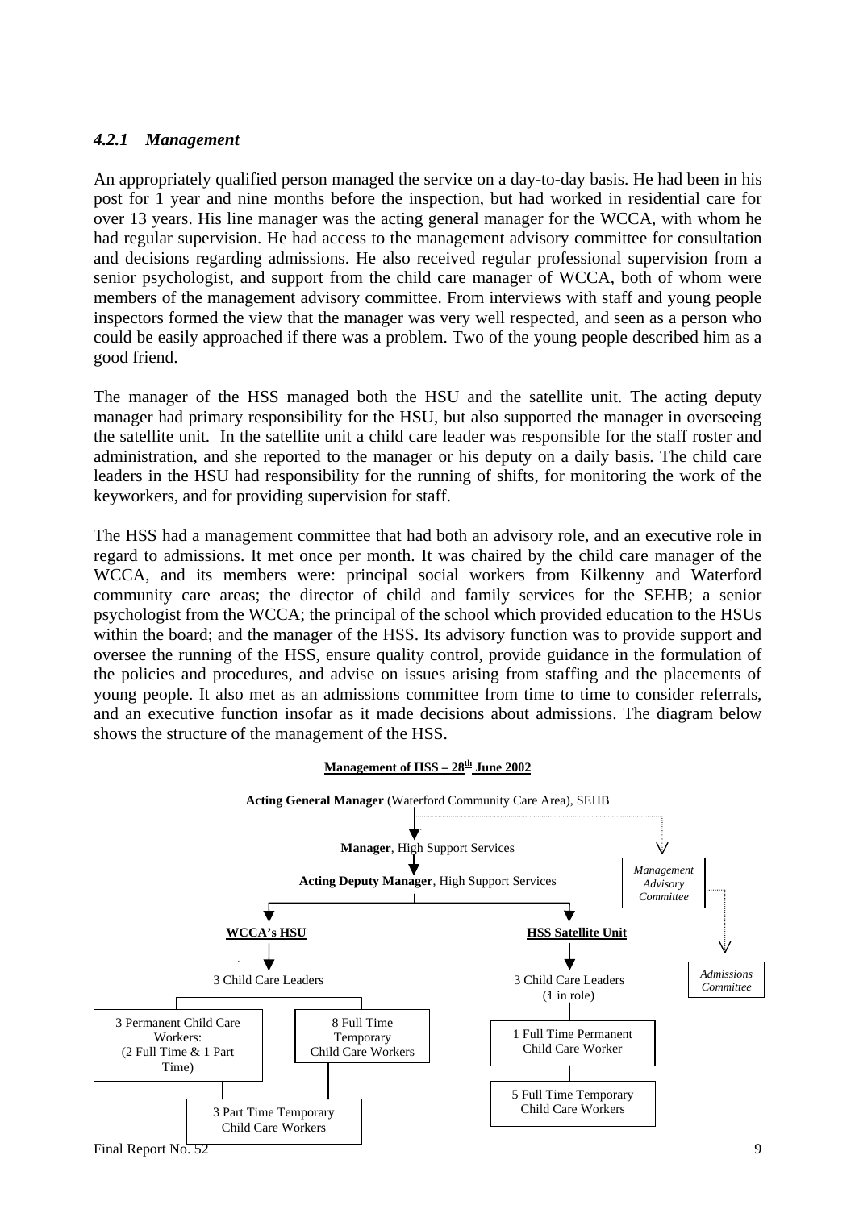### *4.2.1 Management*

An appropriately qualified person managed the service on a day-to-day basis. He had been in his post for 1 year and nine months before the inspection, but had worked in residential care for over 13 years. His line manager was the acting general manager for the WCCA, with whom he had regular supervision. He had access to the management advisory committee for consultation and decisions regarding admissions. He also received regular professional supervision from a senior psychologist, and support from the child care manager of WCCA, both of whom were members of the management advisory committee. From interviews with staff and young people inspectors formed the view that the manager was very well respected, and seen as a person who could be easily approached if there was a problem. Two of the young people described him as a good friend.

The manager of the HSS managed both the HSU and the satellite unit. The acting deputy manager had primary responsibility for the HSU, but also supported the manager in overseeing the satellite unit. In the satellite unit a child care leader was responsible for the staff roster and administration, and she reported to the manager or his deputy on a daily basis. The child care leaders in the HSU had responsibility for the running of shifts, for monitoring the work of the keyworkers, and for providing supervision for staff.

The HSS had a management committee that had both an advisory role, and an executive role in regard to admissions. It met once per month. It was chaired by the child care manager of the WCCA, and its members were: principal social workers from Kilkenny and Waterford community care areas; the director of child and family services for the SEHB; a senior psychologist from the WCCA; the principal of the school which provided education to the HSUs within the board; and the manager of the HSS. Its advisory function was to provide support and oversee the running of the HSS, ensure quality control, provide guidance in the formulation of the policies and procedures, and advise on issues arising from staffing and the placements of young people. It also met as an admissions committee from time to time to consider referrals, and an executive function insofar as it made decisions about admissions. The diagram below shows the structure of the management of the HSS.

**Management of HSS – 28th June 2002**

- **Acting General Manager** (Waterford Community Care Area), SEHB
  - *Management Advisory Committee*
    - *Admissions Committee*
  - **Manager**, High Support Services
    - **Acting Deputy Manager**, High Support Services
      - **WCCA's HSU**
        - 3 Child Care Leaders
          - 3 Permanent Child Care Workers: (2 Full Time & 1 Part Time)
          - 8 Full Time Temporary Child Care Workers
          - 3 Part Time Temporary Child Care Workers
      - **HSS Satellite Unit**
        - 3 Child Care Leaders (1 in role)
          - 1 Full Time Permanent Child Care Worker
          - 5 Full Time Temporary Child Care Workers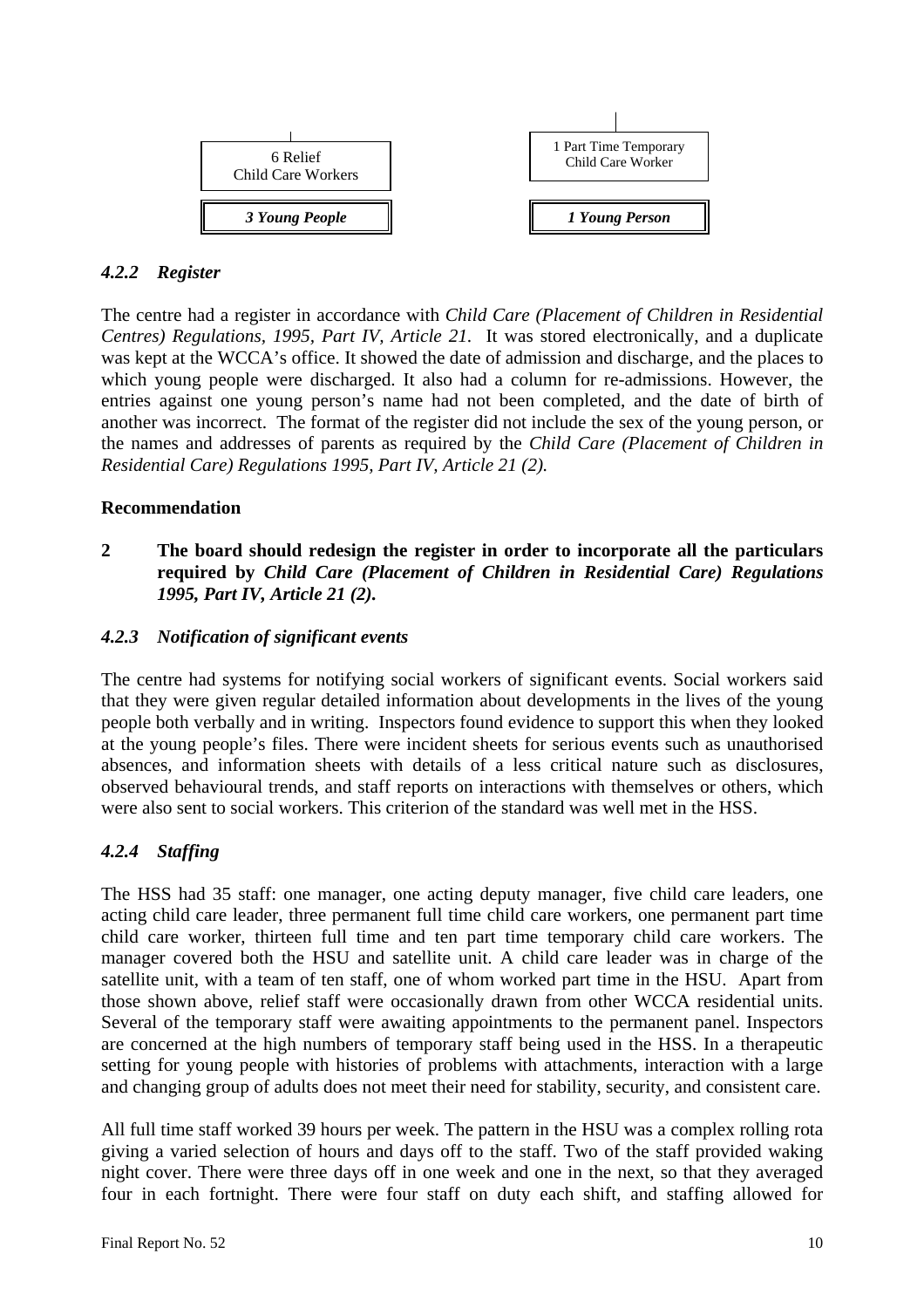| 6 Relief Child Care Workers | 1 Part Time Temporary Child Care Worker |
| --- | --- |
| ***3 Young People*** | ***1 Young Person*** |

### *4.2.2 Register*

The centre had a register in accordance with *Child Care (Placement of Children in Residential Centres) Regulations, 1995, Part IV, Article 21.* It was stored electronically, and a duplicate was kept at the WCCA's office. It showed the date of admission and discharge, and the places to which young people were discharged. It also had a column for re-admissions. However, the entries against one young person's name had not been completed, and the date of birth of another was incorrect. The format of the register did not include the sex of the young person, or the names and addresses of parents as required by the *Child Care (Placement of Children in Residential Care) Regulations 1995, Part IV, Article 21 (2).*

**Recommendation**

**2 The board should redesign the register in order to incorporate all the particulars required by *Child Care (Placement of Children in Residential Care) Regulations 1995, Part IV, Article 21 (2).***

### *4.2.3 Notification of significant events*

The centre had systems for notifying social workers of significant events. Social workers said that they were given regular detailed information about developments in the lives of the young people both verbally and in writing. Inspectors found evidence to support this when they looked at the young people's files. There were incident sheets for serious events such as unauthorised absences, and information sheets with details of a less critical nature such as disclosures, observed behavioural trends, and staff reports on interactions with themselves or others, which were also sent to social workers. This criterion of the standard was well met in the HSS.

### *4.2.4 Staffing*

The HSS had 35 staff: one manager, one acting deputy manager, five child care leaders, one acting child care leader, three permanent full time child care workers, one permanent part time child care worker, thirteen full time and ten part time temporary child care workers. The manager covered both the HSU and satellite unit. A child care leader was in charge of the satellite unit, with a team of ten staff, one of whom worked part time in the HSU. Apart from those shown above, relief staff were occasionally drawn from other WCCA residential units. Several of the temporary staff were awaiting appointments to the permanent panel. Inspectors are concerned at the high numbers of temporary staff being used in the HSS. In a therapeutic setting for young people with histories of problems with attachments, interaction with a large and changing group of adults does not meet their need for stability, security, and consistent care.

All full time staff worked 39 hours per week. The pattern in the HSU was a complex rolling rota giving a varied selection of hours and days off to the staff. Two of the staff provided waking night cover. There were three days off in one week and one in the next, so that they averaged four in each fortnight. There were four staff on duty each shift, and staffing allowed for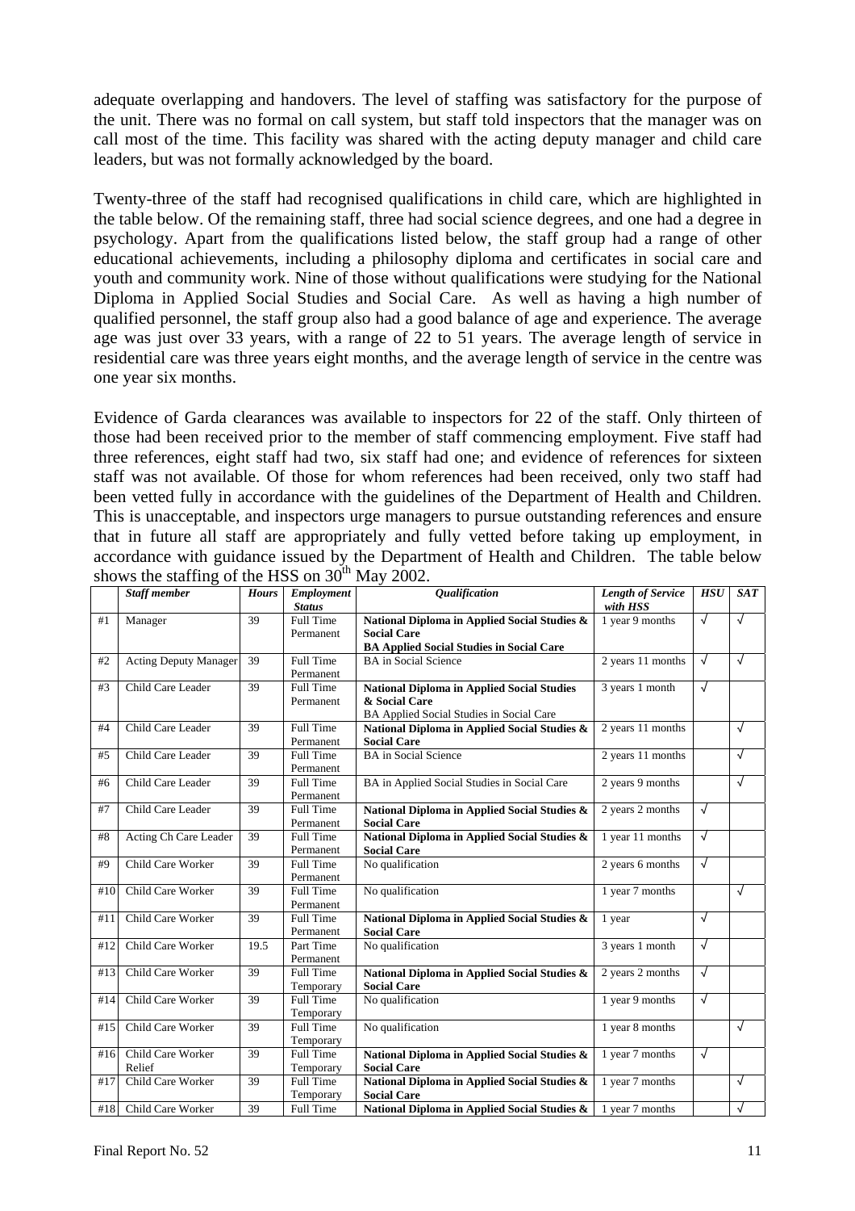adequate overlapping and handovers. The level of staffing was satisfactory for the purpose of the unit. There was no formal on call system, but staff told inspectors that the manager was on call most of the time. This facility was shared with the acting deputy manager and child care leaders, but was not formally acknowledged by the board.

Twenty-three of the staff had recognised qualifications in child care, which are highlighted in the table below. Of the remaining staff, three had social science degrees, and one had a degree in psychology. Apart from the qualifications listed below, the staff group had a range of other educational achievements, including a philosophy diploma and certificates in social care and youth and community work. Nine of those without qualifications were studying for the National Diploma in Applied Social Studies and Social Care. As well as having a high number of qualified personnel, the staff group also had a good balance of age and experience. The average age was just over 33 years, with a range of 22 to 51 years. The average length of service in residential care was three years eight months, and the average length of service in the centre was one year six months.

Evidence of Garda clearances was available to inspectors for 22 of the staff. Only thirteen of those had been received prior to the member of staff commencing employment. Five staff had three references, eight staff had two, six staff had one; and evidence of references for sixteen staff was not available. Of those for whom references had been received, only two staff had been vetted fully in accordance with the guidelines of the Department of Health and Children. This is unacceptable, and inspectors urge managers to pursue outstanding references and ensure that in future all staff are appropriately and fully vetted before taking up employment, in accordance with guidance issued by the Department of Health and Children. The table below shows the staffing of the HSS on 30th May 2002.

| | *Staff member* | *Hours* | *Employment Status* | *Qualification* | *Length of Service with HSS* | *HSU* | *SAT* |
|---|---|---|---|---|---|---|---|
| #1 | Manager | 39 | Full Time Permanent | **National Diploma in Applied Social Studies & Social Care** **BA Applied Social Studies in Social Care** | 1 year 9 months | √ | √ |
| #2 | Acting Deputy Manager | 39 | Full Time Permanent | BA in Social Science | 2 years 11 months | √ | √ |
| #3 | Child Care Leader | 39 | Full Time Permanent | **National Diploma in Applied Social Studies & Social Care** BA Applied Social Studies in Social Care | 3 years 1 month | √ | |
| #4 | Child Care Leader | 39 | Full Time Permanent | **National Diploma in Applied Social Studies & Social Care** | 2 years 11 months | | √ |
| #5 | Child Care Leader | 39 | Full Time Permanent | BA in Social Science | 2 years 11 months | | √ |
| #6 | Child Care Leader | 39 | Full Time Permanent | BA in Applied Social Studies in Social Care | 2 years 9 months | | √ |
| #7 | Child Care Leader | 39 | Full Time Permanent | **National Diploma in Applied Social Studies & Social Care** | 2 years 2 months | √ | |
| #8 | Acting Ch Care Leader | 39 | Full Time Permanent | **National Diploma in Applied Social Studies & Social Care** | 1 year 11 months | √ | |
| #9 | Child Care Worker | 39 | Full Time Permanent | No qualification | 2 years 6 months | √ | |
| #10 | Child Care Worker | 39 | Full Time Permanent | No qualification | 1 year 7 months | | √ |
| #11 | Child Care Worker | 39 | Full Time Permanent | **National Diploma in Applied Social Studies & Social Care** | 1 year | √ | |
| #12 | Child Care Worker | 19.5 | Part Time Permanent | No qualification | 3 years 1 month | √ | |
| #13 | Child Care Worker | 39 | Full Time Temporary | **National Diploma in Applied Social Studies & Social Care** | 2 years 2 months | √ | |
| #14 | Child Care Worker | 39 | Full Time Temporary | No qualification | 1 year 9 months | √ | |
| #15 | Child Care Worker | 39 | Full Time Temporary | No qualification | 1 year 8 months | | √ |
| #16 | Child Care Worker Relief | 39 | Full Time Temporary | **National Diploma in Applied Social Studies & Social Care** | 1 year 7 months | √ | |
| #17 | Child Care Worker | 39 | Full Time Temporary | **National Diploma in Applied Social Studies & Social Care** | 1 year 7 months | | √ |
| #18 | Child Care Worker | 39 | Full Time | **National Diploma in Applied Social Studies &** | 1 year 7 months | | √ |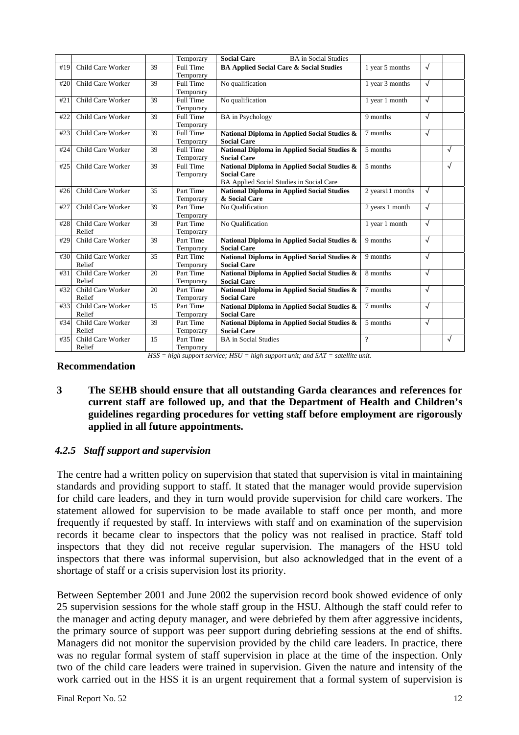|  |  |  | Temporary | **Social Care** BA in Social Studies |  |  |  |
|---|---|---|---|---|---|---|---|
| #19 | Child Care Worker | 39 | Full Time Temporary | **BA Applied Social Care & Social Studies** | 1 year 5 months | √ |  |
| #20 | Child Care Worker | 39 | Full Time Temporary | No qualification | 1 year 3 months | √ |  |
| #21 | Child Care Worker | 39 | Full Time Temporary | No qualification | 1 year 1 month | √ |  |
| #22 | Child Care Worker | 39 | Full Time Temporary | BA in Psychology | 9 months | √ |  |
| #23 | Child Care Worker | 39 | Full Time Temporary | **National Diploma in Applied Social Studies & Social Care** | 7 months | √ |  |
| #24 | Child Care Worker | 39 | Full Time Temporary | **National Diploma in Applied Social Studies & Social Care** | 5 months |  | √ |
| #25 | Child Care Worker | 39 | Full Time Temporary | **National Diploma in Applied Social Studies & Social Care** BA Applied Social Studies in Social Care | 5 months |  | √ |
| #26 | Child Care Worker | 35 | Part Time Temporary | **National Diploma in Applied Social Studies & Social Care** | 2 years11 months | √ |  |
| #27 | Child Care Worker | 39 | Part Time Temporary | No Qualification | 2 years 1 month | √ |  |
| #28 | Child Care Worker Relief | 39 | Part Time Temporary | No Qualification | 1 year 1 month | √ |  |
| #29 | Child Care Worker | 39 | Part Time Temporary | **National Diploma in Applied Social Studies & Social Care** | 9 months | √ |  |
| #30 | Child Care Worker Relief | 35 | Part Time Temporary | **National Diploma in Applied Social Studies & Social Care** | 9 months | √ |  |
| #31 | Child Care Worker Relief | 20 | Part Time Temporary | **National Diploma in Applied Social Studies & Social Care** | 8 months | √ |  |
| #32 | Child Care Worker Relief | 20 | Part Time Temporary | **National Diploma in Applied Social Studies & Social Care** | 7 months | √ |  |
| #33 | Child Care Worker Relief | 15 | Part Time Temporary | **National Diploma in Applied Social Studies & Social Care** | 7 months | √ |  |
| #34 | Child Care Worker Relief | 39 | Part Time Temporary | **National Diploma in Applied Social Studies & Social Care** | 5 months | √ |  |
| #35 | Child Care Worker Relief | 15 | Part Time Temporary | BA in Social Studies | ? |  | √ |

*HSS = high support service; HSU = high support unit; and SAT = satellite unit.*

**Recommendation**

**3 The SEHB should ensure that all outstanding Garda clearances and references for current staff are followed up, and that the Department of Health and Children's guidelines regarding procedures for vetting staff before employment are rigorously applied in all future appointments.**

### *4.2.5 Staff support and supervision*

The centre had a written policy on supervision that stated that supervision is vital in maintaining standards and providing support to staff. It stated that the manager would provide supervision for child care leaders, and they in turn would provide supervision for child care workers. The statement allowed for supervision to be made available to staff once per month, and more frequently if requested by staff. In interviews with staff and on examination of the supervision records it became clear to inspectors that the policy was not realised in practice. Staff told inspectors that they did not receive regular supervision. The managers of the HSU told inspectors that there was informal supervision, but also acknowledged that in the event of a shortage of staff or a crisis supervision lost its priority.

Between September 2001 and June 2002 the supervision record book showed evidence of only 25 supervision sessions for the whole staff group in the HSU. Although the staff could refer to the manager and acting deputy manager, and were debriefed by them after aggressive incidents, the primary source of support was peer support during debriefing sessions at the end of shifts. Managers did not monitor the supervision provided by the child care leaders. In practice, there was no regular formal system of staff supervision in place at the time of the inspection. Only two of the child care leaders were trained in supervision. Given the nature and intensity of the work carried out in the HSS it is an urgent requirement that a formal system of supervision is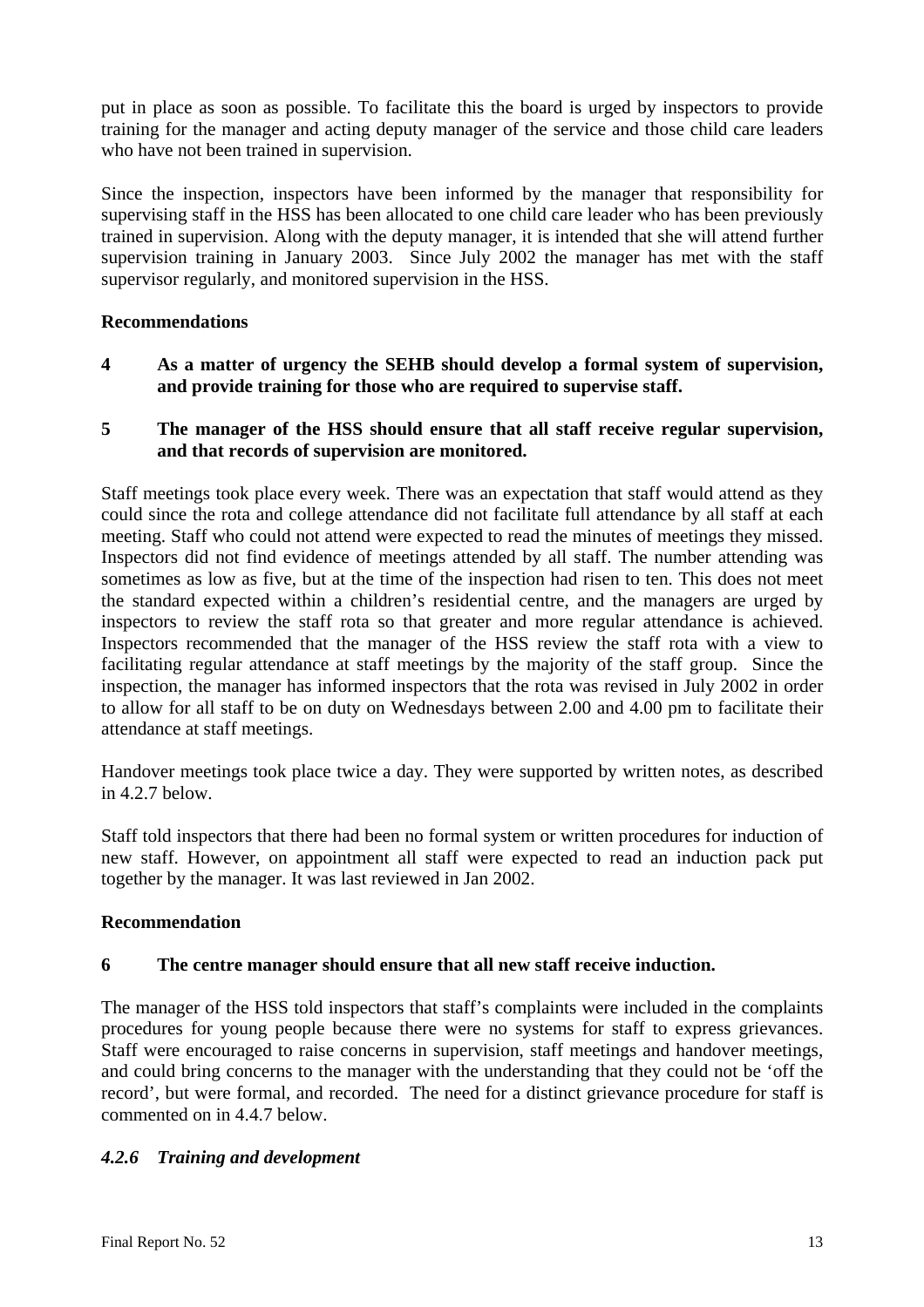put in place as soon as possible. To facilitate this the board is urged by inspectors to provide training for the manager and acting deputy manager of the service and those child care leaders who have not been trained in supervision.

Since the inspection, inspectors have been informed by the manager that responsibility for supervising staff in the HSS has been allocated to one child care leader who has been previously trained in supervision. Along with the deputy manager, it is intended that she will attend further supervision training in January 2003. Since July 2002 the manager has met with the staff supervisor regularly, and monitored supervision in the HSS.

**Recommendations**

**4 As a matter of urgency the SEHB should develop a formal system of supervision, and provide training for those who are required to supervise staff.**

**5 The manager of the HSS should ensure that all staff receive regular supervision, and that records of supervision are monitored.**

Staff meetings took place every week. There was an expectation that staff would attend as they could since the rota and college attendance did not facilitate full attendance by all staff at each meeting. Staff who could not attend were expected to read the minutes of meetings they missed. Inspectors did not find evidence of meetings attended by all staff. The number attending was sometimes as low as five, but at the time of the inspection had risen to ten. This does not meet the standard expected within a children's residential centre, and the managers are urged by inspectors to review the staff rota so that greater and more regular attendance is achieved. Inspectors recommended that the manager of the HSS review the staff rota with a view to facilitating regular attendance at staff meetings by the majority of the staff group. Since the inspection, the manager has informed inspectors that the rota was revised in July 2002 in order to allow for all staff to be on duty on Wednesdays between 2.00 and 4.00 pm to facilitate their attendance at staff meetings.

Handover meetings took place twice a day. They were supported by written notes, as described in 4.2.7 below.

Staff told inspectors that there had been no formal system or written procedures for induction of new staff. However, on appointment all staff were expected to read an induction pack put together by the manager. It was last reviewed in Jan 2002.

**Recommendation**

**6 The centre manager should ensure that all new staff receive induction.**

The manager of the HSS told inspectors that staff's complaints were included in the complaints procedures for young people because there were no systems for staff to express grievances. Staff were encouraged to raise concerns in supervision, staff meetings and handover meetings, and could bring concerns to the manager with the understanding that they could not be 'off the record', but were formal, and recorded. The need for a distinct grievance procedure for staff is commented on in 4.4.7 below.

#### *4.2.6 Training and development*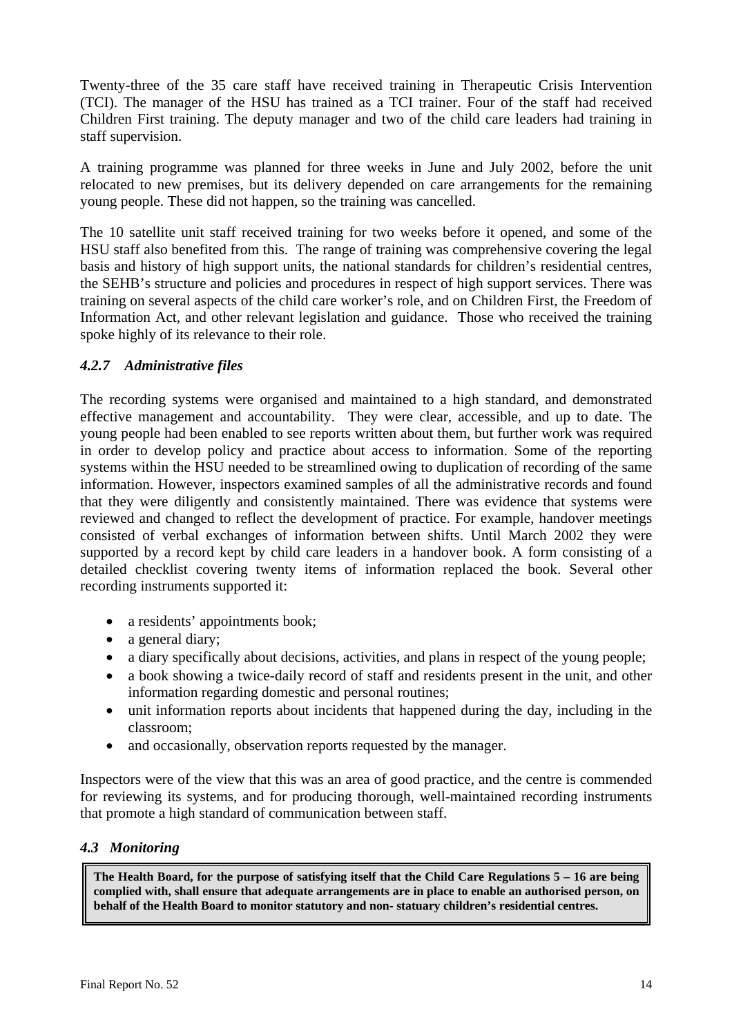Twenty-three of the 35 care staff have received training in Therapeutic Crisis Intervention (TCI). The manager of the HSU has trained as a TCI trainer. Four of the staff had received Children First training. The deputy manager and two of the child care leaders had training in staff supervision.

A training programme was planned for three weeks in June and July 2002, before the unit relocated to new premises, but its delivery depended on care arrangements for the remaining young people. These did not happen, so the training was cancelled.

The 10 satellite unit staff received training for two weeks before it opened, and some of the HSU staff also benefited from this. The range of training was comprehensive covering the legal basis and history of high support units, the national standards for children's residential centres, the SEHB's structure and policies and procedures in respect of high support services. There was training on several aspects of the child care worker's role, and on Children First, the Freedom of Information Act, and other relevant legislation and guidance. Those who received the training spoke highly of its relevance to their role.

### *4.2.7 Administrative files*

The recording systems were organised and maintained to a high standard, and demonstrated effective management and accountability. They were clear, accessible, and up to date. The young people had been enabled to see reports written about them, but further work was required in order to develop policy and practice about access to information. Some of the reporting systems within the HSU needed to be streamlined owing to duplication of recording of the same information. However, inspectors examined samples of all the administrative records and found that they were diligently and consistently maintained. There was evidence that systems were reviewed and changed to reflect the development of practice. For example, handover meetings consisted of verbal exchanges of information between shifts. Until March 2002 they were supported by a record kept by child care leaders in a handover book. A form consisting of a detailed checklist covering twenty items of information replaced the book. Several other recording instruments supported it:

- a residents' appointments book;
- a general diary;
- a diary specifically about decisions, activities, and plans in respect of the young people;
- a book showing a twice-daily record of staff and residents present in the unit, and other information regarding domestic and personal routines;
- unit information reports about incidents that happened during the day, including in the classroom;
- and occasionally, observation reports requested by the manager.

Inspectors were of the view that this was an area of good practice, and the centre is commended for reviewing its systems, and for producing thorough, well-maintained recording instruments that promote a high standard of communication between staff.

### *4.3 Monitoring*

**The Health Board, for the purpose of satisfying itself that the Child Care Regulations 5 – 16 are being complied with, shall ensure that adequate arrangements are in place to enable an authorised person, on behalf of the Health Board to monitor statutory and non- statuary children's residential centres.**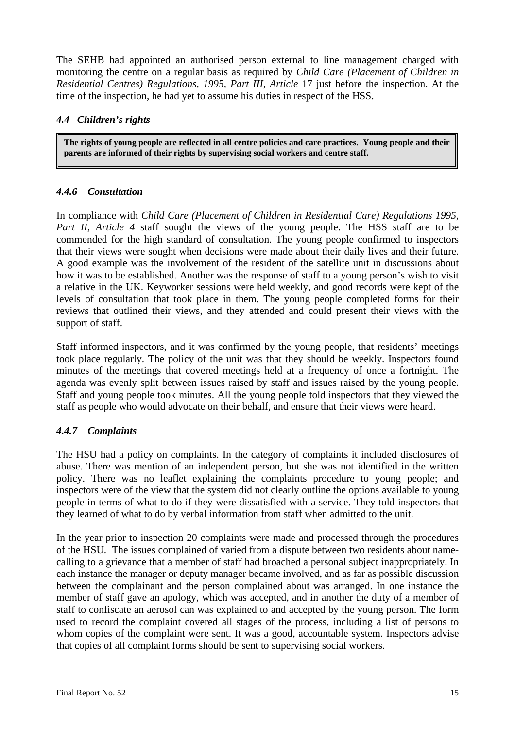The SEHB had appointed an authorised person external to line management charged with monitoring the centre on a regular basis as required by *Child Care (Placement of Children in Residential Centres) Regulations, 1995, Part III, Article* 17 just before the inspection. At the time of the inspection, he had yet to assume his duties in respect of the HSS.

### *4.4 Children's rights*

> **The rights of young people are reflected in all centre policies and care practices. Young people and their parents are informed of their rights by supervising social workers and centre staff.**

### *4.4.6 Consultation*

In compliance with *Child Care (Placement of Children in Residential Care) Regulations 1995, Part II, Article 4* staff sought the views of the young people. The HSS staff are to be commended for the high standard of consultation. The young people confirmed to inspectors that their views were sought when decisions were made about their daily lives and their future. A good example was the involvement of the resident of the satellite unit in discussions about how it was to be established. Another was the response of staff to a young person's wish to visit a relative in the UK. Keyworker sessions were held weekly, and good records were kept of the levels of consultation that took place in them. The young people completed forms for their reviews that outlined their views, and they attended and could present their views with the support of staff.

Staff informed inspectors, and it was confirmed by the young people, that residents' meetings took place regularly. The policy of the unit was that they should be weekly. Inspectors found minutes of the meetings that covered meetings held at a frequency of once a fortnight. The agenda was evenly split between issues raised by staff and issues raised by the young people. Staff and young people took minutes. All the young people told inspectors that they viewed the staff as people who would advocate on their behalf, and ensure that their views were heard.

### *4.4.7 Complaints*

The HSU had a policy on complaints. In the category of complaints it included disclosures of abuse. There was mention of an independent person, but she was not identified in the written policy. There was no leaflet explaining the complaints procedure to young people; and inspectors were of the view that the system did not clearly outline the options available to young people in terms of what to do if they were dissatisfied with a service. They told inspectors that they learned of what to do by verbal information from staff when admitted to the unit.

In the year prior to inspection 20 complaints were made and processed through the procedures of the HSU. The issues complained of varied from a dispute between two residents about name-calling to a grievance that a member of staff had broached a personal subject inappropriately. In each instance the manager or deputy manager became involved, and as far as possible discussion between the complainant and the person complained about was arranged. In one instance the member of staff gave an apology, which was accepted, and in another the duty of a member of staff to confiscate an aerosol can was explained to and accepted by the young person. The form used to record the complaint covered all stages of the process, including a list of persons to whom copies of the complaint were sent. It was a good, accountable system. Inspectors advise that copies of all complaint forms should be sent to supervising social workers.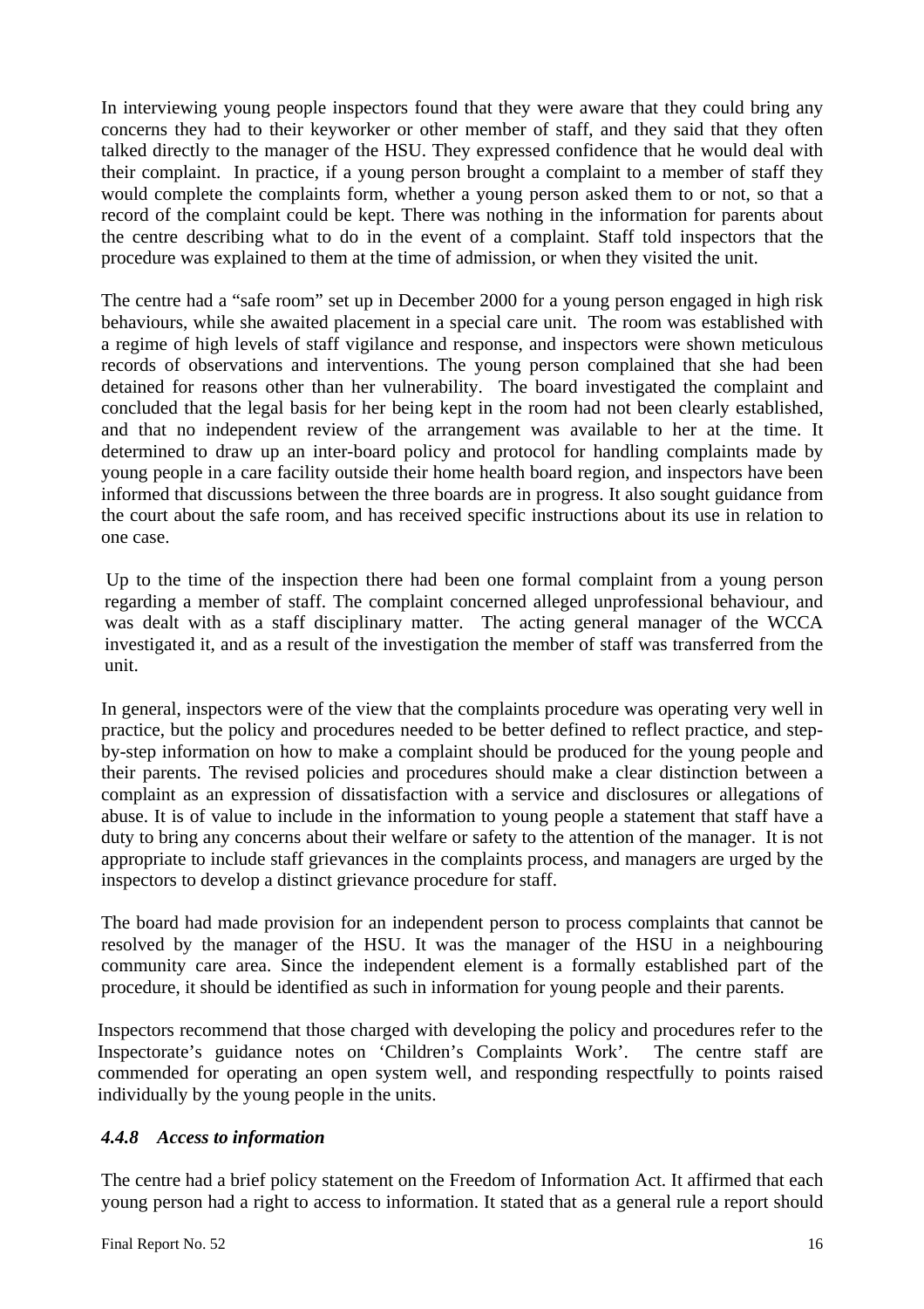In interviewing young people inspectors found that they were aware that they could bring any concerns they had to their keyworker or other member of staff, and they said that they often talked directly to the manager of the HSU. They expressed confidence that he would deal with their complaint. In practice, if a young person brought a complaint to a member of staff they would complete the complaints form, whether a young person asked them to or not, so that a record of the complaint could be kept. There was nothing in the information for parents about the centre describing what to do in the event of a complaint. Staff told inspectors that the procedure was explained to them at the time of admission, or when they visited the unit.

The centre had a "safe room" set up in December 2000 for a young person engaged in high risk behaviours, while she awaited placement in a special care unit. The room was established with a regime of high levels of staff vigilance and response, and inspectors were shown meticulous records of observations and interventions. The young person complained that she had been detained for reasons other than her vulnerability. The board investigated the complaint and concluded that the legal basis for her being kept in the room had not been clearly established, and that no independent review of the arrangement was available to her at the time. It determined to draw up an inter-board policy and protocol for handling complaints made by young people in a care facility outside their home health board region, and inspectors have been informed that discussions between the three boards are in progress. It also sought guidance from the court about the safe room, and has received specific instructions about its use in relation to one case.

Up to the time of the inspection there had been one formal complaint from a young person regarding a member of staff. The complaint concerned alleged unprofessional behaviour, and was dealt with as a staff disciplinary matter. The acting general manager of the WCCA investigated it, and as a result of the investigation the member of staff was transferred from the unit.

In general, inspectors were of the view that the complaints procedure was operating very well in practice, but the policy and procedures needed to be better defined to reflect practice, and step-by-step information on how to make a complaint should be produced for the young people and their parents. The revised policies and procedures should make a clear distinction between a complaint as an expression of dissatisfaction with a service and disclosures or allegations of abuse. It is of value to include in the information to young people a statement that staff have a duty to bring any concerns about their welfare or safety to the attention of the manager. It is not appropriate to include staff grievances in the complaints process, and managers are urged by the inspectors to develop a distinct grievance procedure for staff.

The board had made provision for an independent person to process complaints that cannot be resolved by the manager of the HSU. It was the manager of the HSU in a neighbouring community care area. Since the independent element is a formally established part of the procedure, it should be identified as such in information for young people and their parents.

Inspectors recommend that those charged with developing the policy and procedures refer to the Inspectorate's guidance notes on 'Children's Complaints Work'. The centre staff are commended for operating an open system well, and responding respectfully to points raised individually by the young people in the units.

#### *4.4.8 Access to information*

The centre had a brief policy statement on the Freedom of Information Act. It affirmed that each young person had a right to access to information. It stated that as a general rule a report should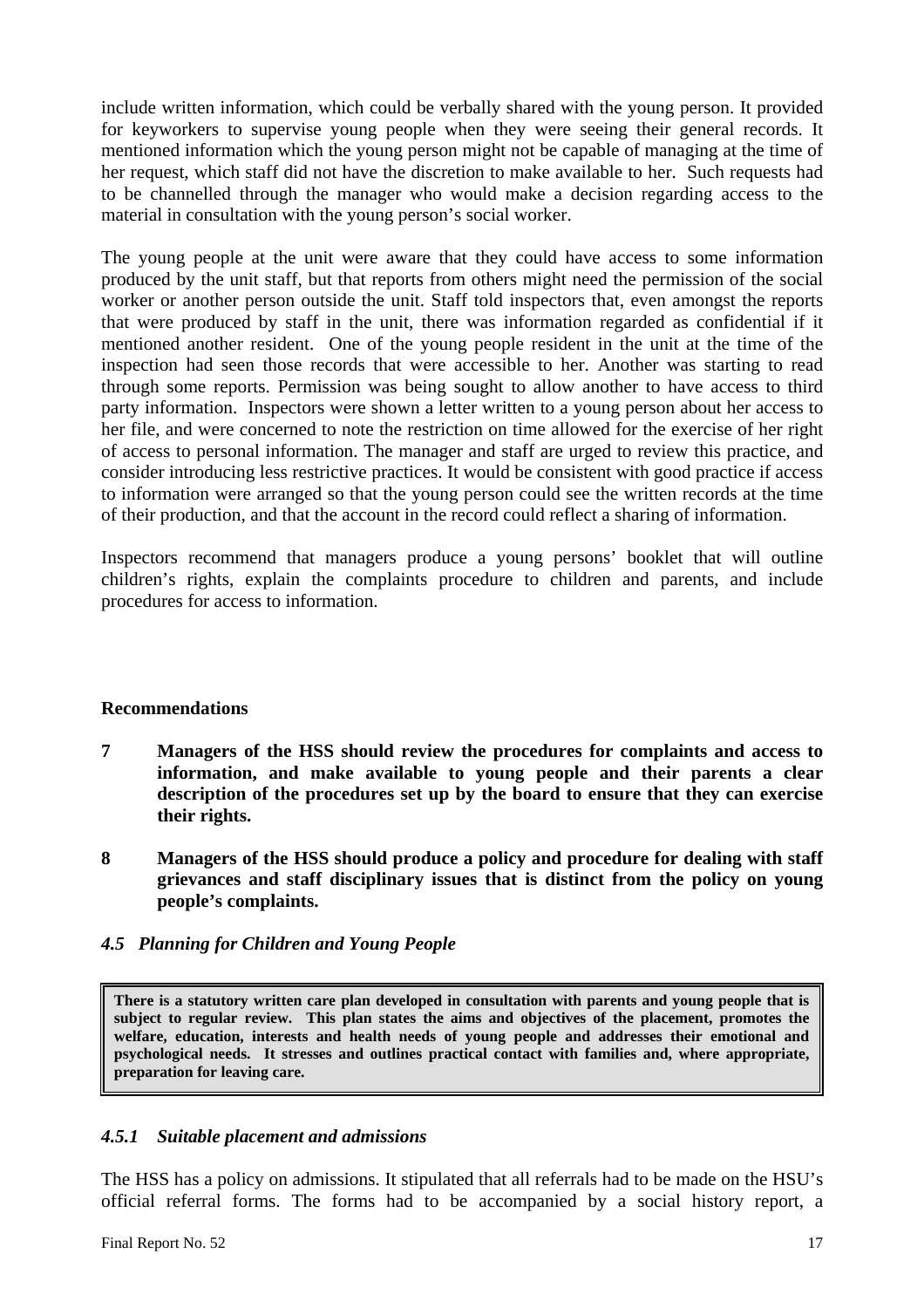include written information, which could be verbally shared with the young person. It provided for keyworkers to supervise young people when they were seeing their general records. It mentioned information which the young person might not be capable of managing at the time of her request, which staff did not have the discretion to make available to her. Such requests had to be channelled through the manager who would make a decision regarding access to the material in consultation with the young person's social worker.

The young people at the unit were aware that they could have access to some information produced by the unit staff, but that reports from others might need the permission of the social worker or another person outside the unit. Staff told inspectors that, even amongst the reports that were produced by staff in the unit, there was information regarded as confidential if it mentioned another resident. One of the young people resident in the unit at the time of the inspection had seen those records that were accessible to her. Another was starting to read through some reports. Permission was being sought to allow another to have access to third party information. Inspectors were shown a letter written to a young person about her access to her file, and were concerned to note the restriction on time allowed for the exercise of her right of access to personal information. The manager and staff are urged to review this practice, and consider introducing less restrictive practices. It would be consistent with good practice if access to information were arranged so that the young person could see the written records at the time of their production, and that the account in the record could reflect a sharing of information.

Inspectors recommend that managers produce a young persons' booklet that will outline children's rights, explain the complaints procedure to children and parents, and include procedures for access to information.

**Recommendations**

**7 Managers of the HSS should review the procedures for complaints and access to information, and make available to young people and their parents a clear description of the procedures set up by the board to ensure that they can exercise their rights.**

**8 Managers of the HSS should produce a policy and procedure for dealing with staff grievances and staff disciplinary issues that is distinct from the policy on young people's complaints.**

### *4.5 Planning for Children and Young People*

**There is a statutory written care plan developed in consultation with parents and young people that is subject to regular review. This plan states the aims and objectives of the placement, promotes the welfare, education, interests and health needs of young people and addresses their emotional and psychological needs. It stresses and outlines practical contact with families and, where appropriate, preparation for leaving care.**

#### *4.5.1 Suitable placement and admissions*

The HSS has a policy on admissions. It stipulated that all referrals had to be made on the HSU's official referral forms. The forms had to be accompanied by a social history report, a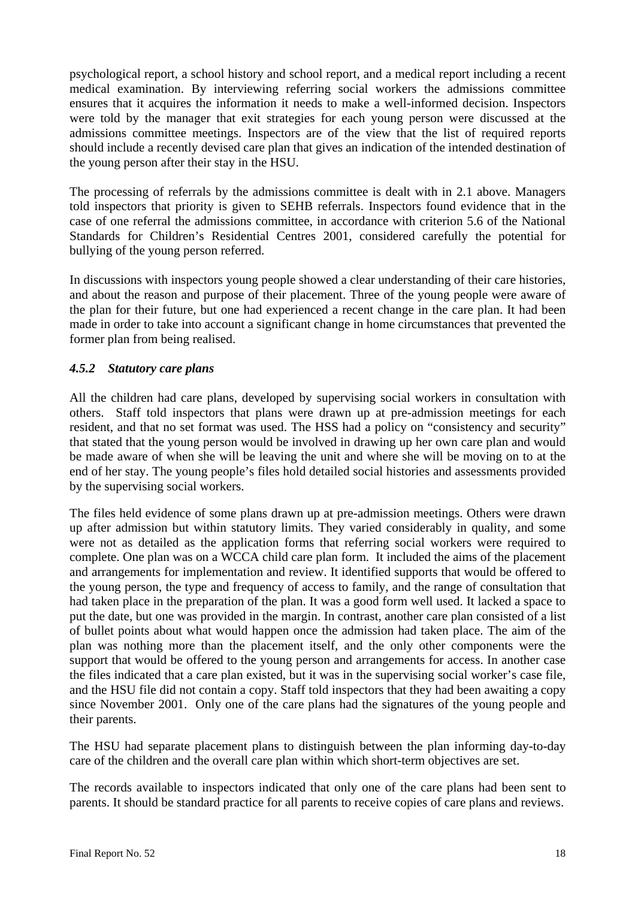psychological report, a school history and school report, and a medical report including a recent medical examination. By interviewing referring social workers the admissions committee ensures that it acquires the information it needs to make a well-informed decision. Inspectors were told by the manager that exit strategies for each young person were discussed at the admissions committee meetings. Inspectors are of the view that the list of required reports should include a recently devised care plan that gives an indication of the intended destination of the young person after their stay in the HSU.

The processing of referrals by the admissions committee is dealt with in 2.1 above. Managers told inspectors that priority is given to SEHB referrals. Inspectors found evidence that in the case of one referral the admissions committee, in accordance with criterion 5.6 of the National Standards for Children's Residential Centres 2001, considered carefully the potential for bullying of the young person referred.

In discussions with inspectors young people showed a clear understanding of their care histories, and about the reason and purpose of their placement. Three of the young people were aware of the plan for their future, but one had experienced a recent change in the care plan. It had been made in order to take into account a significant change in home circumstances that prevented the former plan from being realised.

#### *4.5.2 Statutory care plans*

All the children had care plans, developed by supervising social workers in consultation with others. Staff told inspectors that plans were drawn up at pre-admission meetings for each resident, and that no set format was used. The HSS had a policy on "consistency and security" that stated that the young person would be involved in drawing up her own care plan and would be made aware of when she will be leaving the unit and where she will be moving on to at the end of her stay. The young people's files hold detailed social histories and assessments provided by the supervising social workers.

The files held evidence of some plans drawn up at pre-admission meetings. Others were drawn up after admission but within statutory limits. They varied considerably in quality, and some were not as detailed as the application forms that referring social workers were required to complete. One plan was on a WCCA child care plan form. It included the aims of the placement and arrangements for implementation and review. It identified supports that would be offered to the young person, the type and frequency of access to family, and the range of consultation that had taken place in the preparation of the plan. It was a good form well used. It lacked a space to put the date, but one was provided in the margin. In contrast, another care plan consisted of a list of bullet points about what would happen once the admission had taken place. The aim of the plan was nothing more than the placement itself, and the only other components were the support that would be offered to the young person and arrangements for access. In another case the files indicated that a care plan existed, but it was in the supervising social worker's case file, and the HSU file did not contain a copy. Staff told inspectors that they had been awaiting a copy since November 2001. Only one of the care plans had the signatures of the young people and their parents.

The HSU had separate placement plans to distinguish between the plan informing day-to-day care of the children and the overall care plan within which short-term objectives are set.

The records available to inspectors indicated that only one of the care plans had been sent to parents. It should be standard practice for all parents to receive copies of care plans and reviews.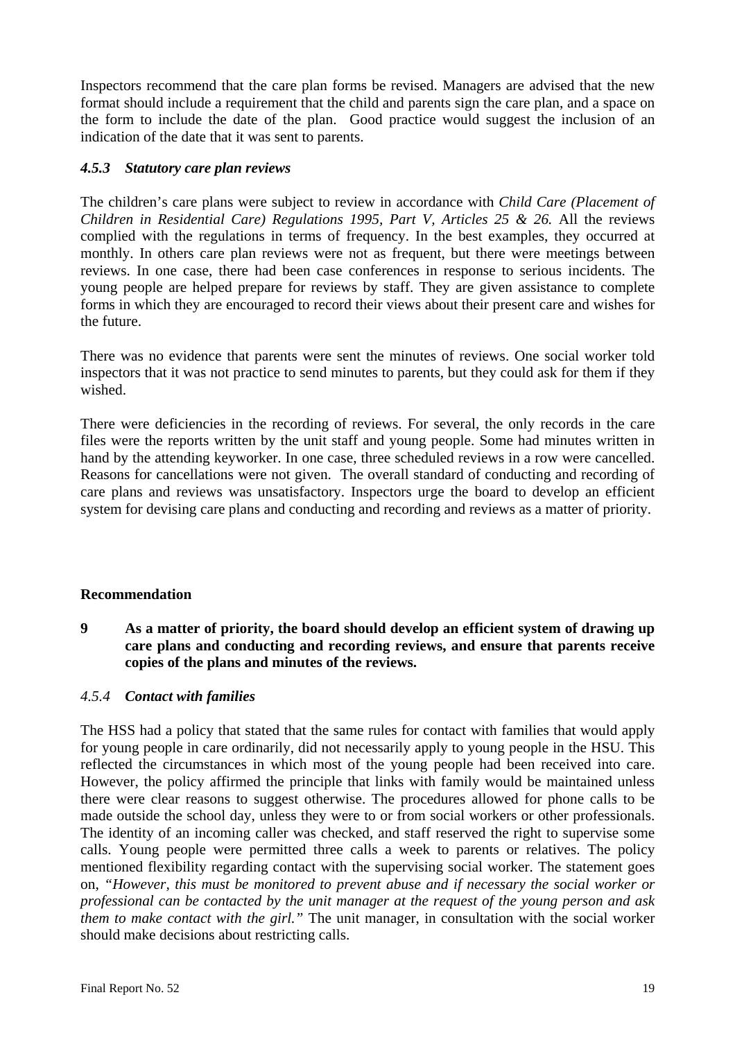Inspectors recommend that the care plan forms be revised. Managers are advised that the new format should include a requirement that the child and parents sign the care plan, and a space on the form to include the date of the plan. Good practice would suggest the inclusion of an indication of the date that it was sent to parents.

#### *4.5.3 Statutory care plan reviews*

The children's care plans were subject to review in accordance with *Child Care (Placement of Children in Residential Care) Regulations 1995, Part V, Articles 25 & 26.* All the reviews complied with the regulations in terms of frequency. In the best examples, they occurred at monthly. In others care plan reviews were not as frequent, but there were meetings between reviews. In one case, there had been case conferences in response to serious incidents. The young people are helped prepare for reviews by staff. They are given assistance to complete forms in which they are encouraged to record their views about their present care and wishes for the future.

There was no evidence that parents were sent the minutes of reviews. One social worker told inspectors that it was not practice to send minutes to parents, but they could ask for them if they wished.

There were deficiencies in the recording of reviews. For several, the only records in the care files were the reports written by the unit staff and young people. Some had minutes written in hand by the attending keyworker. In one case, three scheduled reviews in a row were cancelled. Reasons for cancellations were not given. The overall standard of conducting and recording of care plans and reviews was unsatisfactory. Inspectors urge the board to develop an efficient system for devising care plans and conducting and recording and reviews as a matter of priority.

**Recommendation**

**9 As a matter of priority, the board should develop an efficient system of drawing up care plans and conducting and recording reviews, and ensure that parents receive copies of the plans and minutes of the reviews.**

#### *4.5.4 Contact with families*

The HSS had a policy that stated that the same rules for contact with families that would apply for young people in care ordinarily, did not necessarily apply to young people in the HSU. This reflected the circumstances in which most of the young people had been received into care. However, the policy affirmed the principle that links with family would be maintained unless there were clear reasons to suggest otherwise. The procedures allowed for phone calls to be made outside the school day, unless they were to or from social workers or other professionals. The identity of an incoming caller was checked, and staff reserved the right to supervise some calls. Young people were permitted three calls a week to parents or relatives. The policy mentioned flexibility regarding contact with the supervising social worker. The statement goes on, *"However, this must be monitored to prevent abuse and if necessary the social worker or professional can be contacted by the unit manager at the request of the young person and ask them to make contact with the girl."* The unit manager, in consultation with the social worker should make decisions about restricting calls.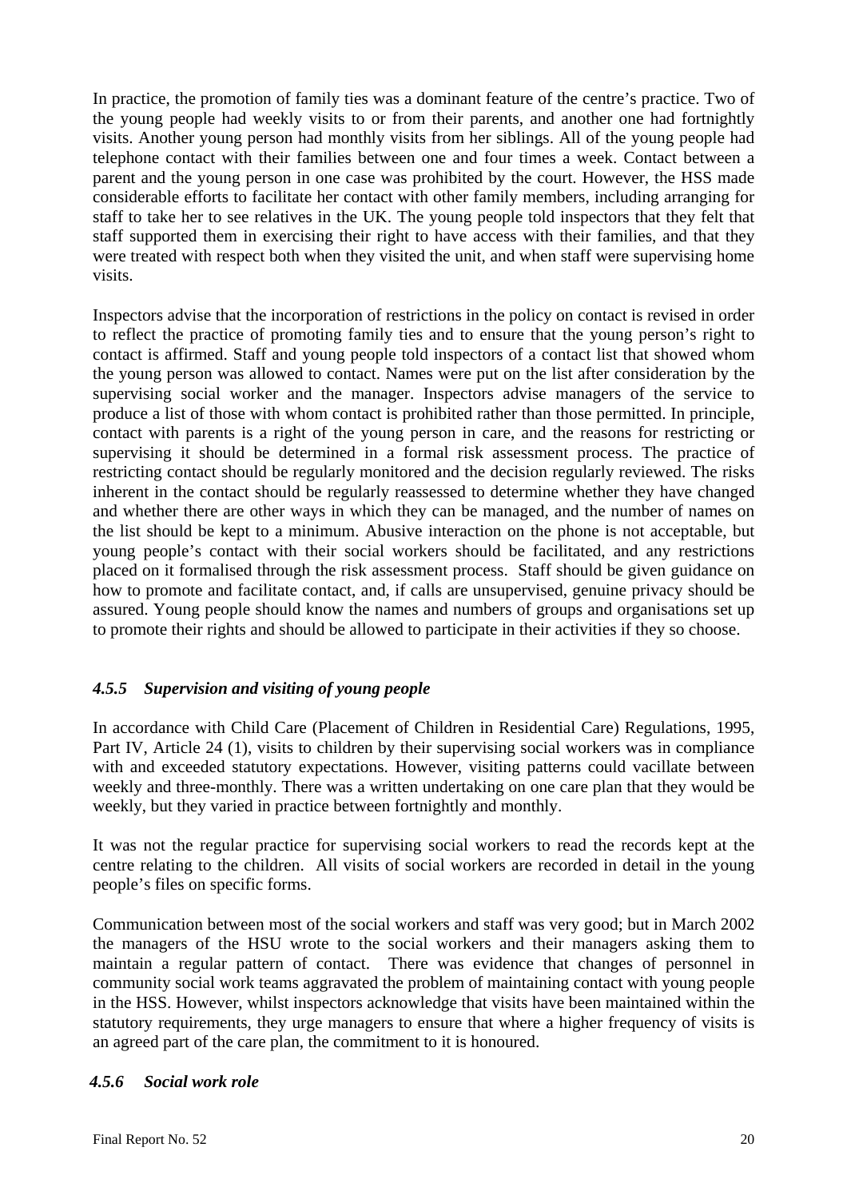In practice, the promotion of family ties was a dominant feature of the centre's practice. Two of the young people had weekly visits to or from their parents, and another one had fortnightly visits. Another young person had monthly visits from her siblings. All of the young people had telephone contact with their families between one and four times a week. Contact between a parent and the young person in one case was prohibited by the court. However, the HSS made considerable efforts to facilitate her contact with other family members, including arranging for staff to take her to see relatives in the UK. The young people told inspectors that they felt that staff supported them in exercising their right to have access with their families, and that they were treated with respect both when they visited the unit, and when staff were supervising home visits.

Inspectors advise that the incorporation of restrictions in the policy on contact is revised in order to reflect the practice of promoting family ties and to ensure that the young person's right to contact is affirmed. Staff and young people told inspectors of a contact list that showed whom the young person was allowed to contact. Names were put on the list after consideration by the supervising social worker and the manager. Inspectors advise managers of the service to produce a list of those with whom contact is prohibited rather than those permitted. In principle, contact with parents is a right of the young person in care, and the reasons for restricting or supervising it should be determined in a formal risk assessment process. The practice of restricting contact should be regularly monitored and the decision regularly reviewed. The risks inherent in the contact should be regularly reassessed to determine whether they have changed and whether there are other ways in which they can be managed, and the number of names on the list should be kept to a minimum. Abusive interaction on the phone is not acceptable, but young people's contact with their social workers should be facilitated, and any restrictions placed on it formalised through the risk assessment process. Staff should be given guidance on how to promote and facilitate contact, and, if calls are unsupervised, genuine privacy should be assured. Young people should know the names and numbers of groups and organisations set up to promote their rights and should be allowed to participate in their activities if they so choose.

### *4.5.5 Supervision and visiting of young people*

In accordance with Child Care (Placement of Children in Residential Care) Regulations, 1995, Part IV, Article 24 (1), visits to children by their supervising social workers was in compliance with and exceeded statutory expectations. However, visiting patterns could vacillate between weekly and three-monthly. There was a written undertaking on one care plan that they would be weekly, but they varied in practice between fortnightly and monthly.

It was not the regular practice for supervising social workers to read the records kept at the centre relating to the children. All visits of social workers are recorded in detail in the young people's files on specific forms.

Communication between most of the social workers and staff was very good; but in March 2002 the managers of the HSU wrote to the social workers and their managers asking them to maintain a regular pattern of contact. There was evidence that changes of personnel in community social work teams aggravated the problem of maintaining contact with young people in the HSS. However, whilst inspectors acknowledge that visits have been maintained within the statutory requirements, they urge managers to ensure that where a higher frequency of visits is an agreed part of the care plan, the commitment to it is honoured.

### *4.5.6 Social work role*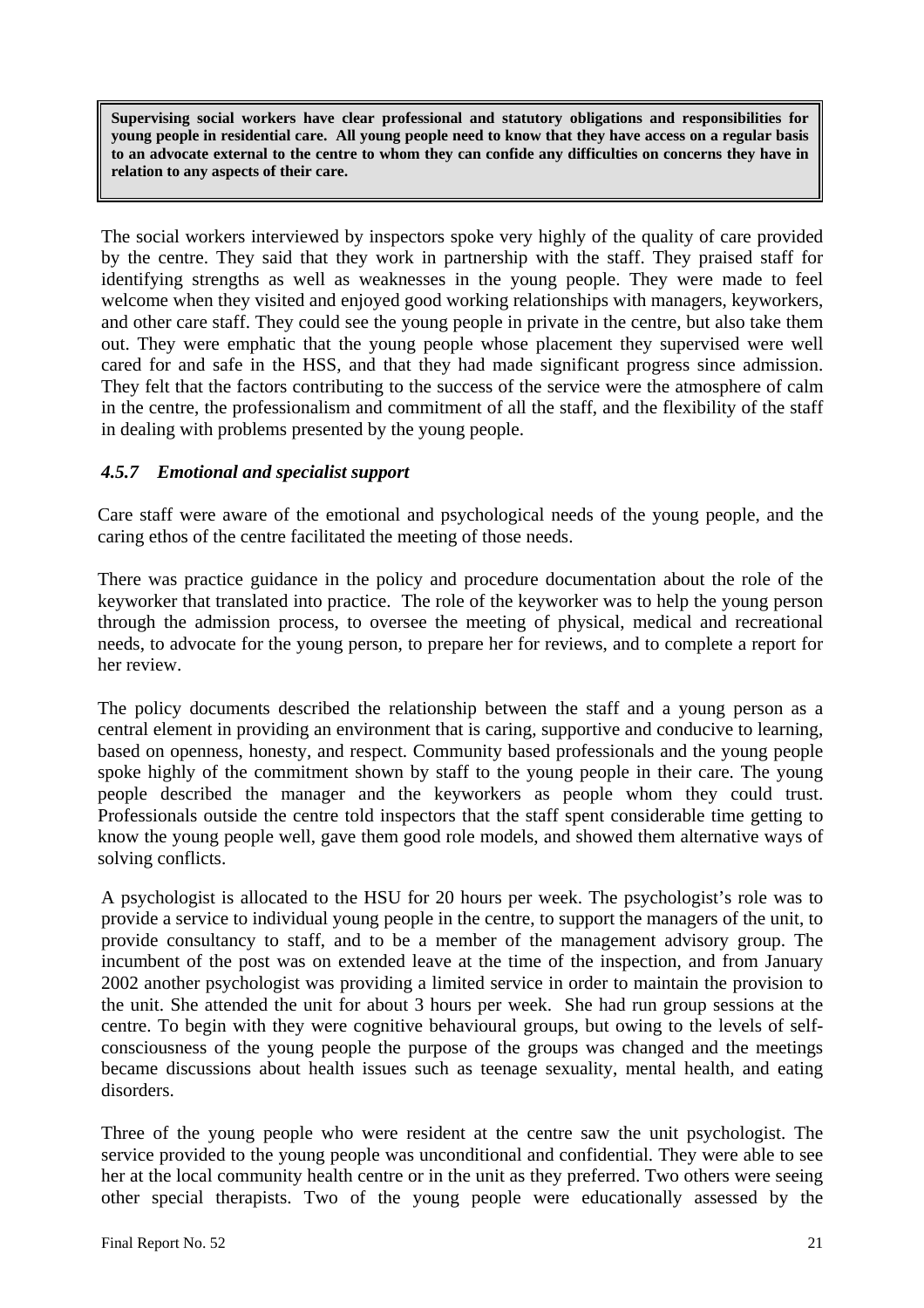**Supervising social workers have clear professional and statutory obligations and responsibilities for young people in residential care. All young people need to know that they have access on a regular basis to an advocate external to the centre to whom they can confide any difficulties on concerns they have in relation to any aspects of their care.**

The social workers interviewed by inspectors spoke very highly of the quality of care provided by the centre. They said that they work in partnership with the staff. They praised staff for identifying strengths as well as weaknesses in the young people. They were made to feel welcome when they visited and enjoyed good working relationships with managers, keyworkers, and other care staff. They could see the young people in private in the centre, but also take them out. They were emphatic that the young people whose placement they supervised were well cared for and safe in the HSS, and that they had made significant progress since admission. They felt that the factors contributing to the success of the service were the atmosphere of calm in the centre, the professionalism and commitment of all the staff, and the flexibility of the staff in dealing with problems presented by the young people.

### *4.5.7 Emotional and specialist support*

Care staff were aware of the emotional and psychological needs of the young people, and the caring ethos of the centre facilitated the meeting of those needs.

There was practice guidance in the policy and procedure documentation about the role of the keyworker that translated into practice. The role of the keyworker was to help the young person through the admission process, to oversee the meeting of physical, medical and recreational needs, to advocate for the young person, to prepare her for reviews, and to complete a report for her review.

The policy documents described the relationship between the staff and a young person as a central element in providing an environment that is caring, supportive and conducive to learning, based on openness, honesty, and respect. Community based professionals and the young people spoke highly of the commitment shown by staff to the young people in their care. The young people described the manager and the keyworkers as people whom they could trust. Professionals outside the centre told inspectors that the staff spent considerable time getting to know the young people well, gave them good role models, and showed them alternative ways of solving conflicts.

A psychologist is allocated to the HSU for 20 hours per week. The psychologist's role was to provide a service to individual young people in the centre, to support the managers of the unit, to provide consultancy to staff, and to be a member of the management advisory group. The incumbent of the post was on extended leave at the time of the inspection, and from January 2002 another psychologist was providing a limited service in order to maintain the provision to the unit. She attended the unit for about 3 hours per week. She had run group sessions at the centre. To begin with they were cognitive behavioural groups, but owing to the levels of self-consciousness of the young people the purpose of the groups was changed and the meetings became discussions about health issues such as teenage sexuality, mental health, and eating disorders.

Three of the young people who were resident at the centre saw the unit psychologist. The service provided to the young people was unconditional and confidential. They were able to see her at the local community health centre or in the unit as they preferred. Two others were seeing other special therapists. Two of the young people were educationally assessed by the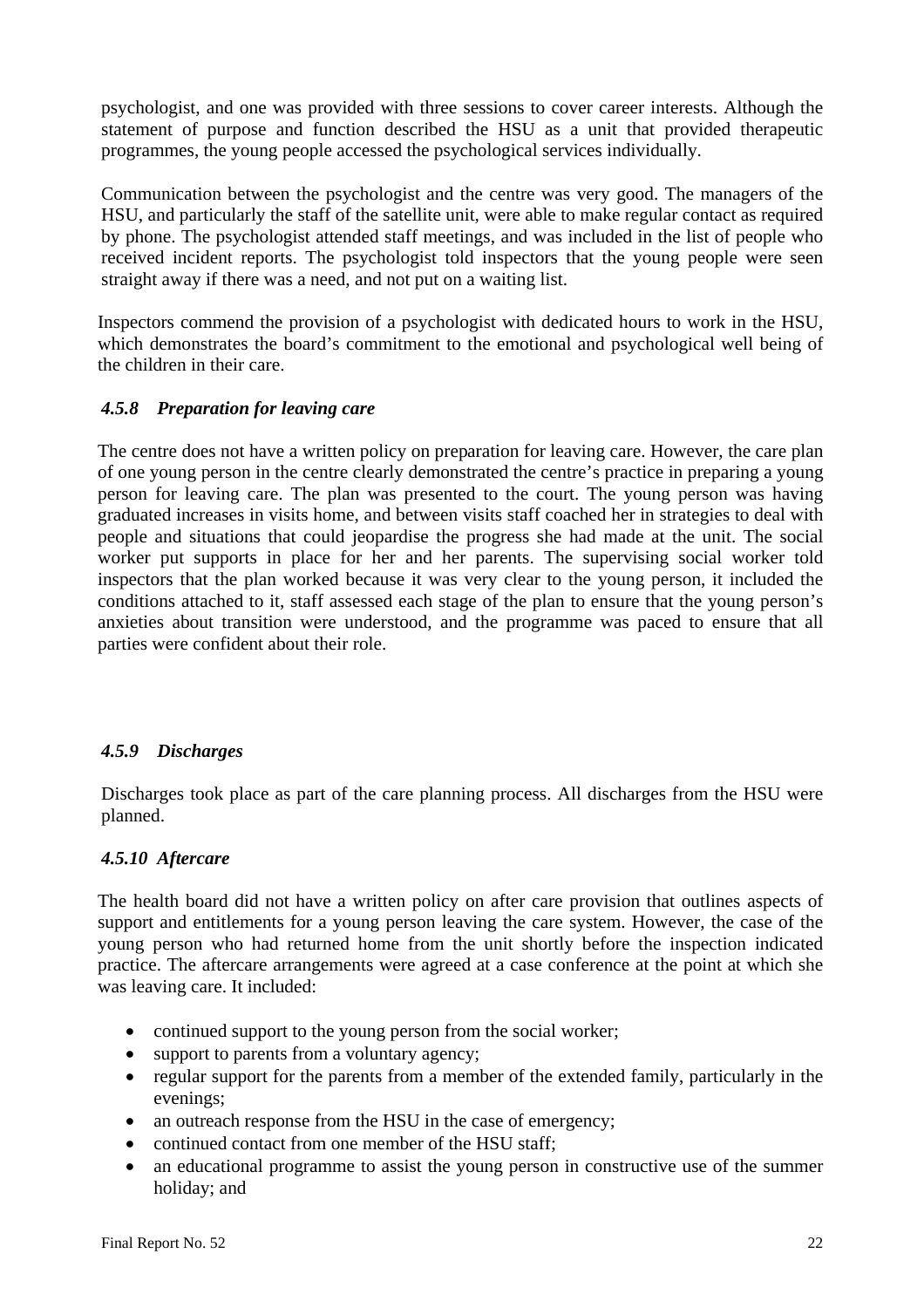psychologist, and one was provided with three sessions to cover career interests. Although the statement of purpose and function described the HSU as a unit that provided therapeutic programmes, the young people accessed the psychological services individually.

Communication between the psychologist and the centre was very good. The managers of the HSU, and particularly the staff of the satellite unit, were able to make regular contact as required by phone. The psychologist attended staff meetings, and was included in the list of people who received incident reports. The psychologist told inspectors that the young people were seen straight away if there was a need, and not put on a waiting list.

Inspectors commend the provision of a psychologist with dedicated hours to work in the HSU, which demonstrates the board's commitment to the emotional and psychological well being of the children in their care.

#### *4.5.8 Preparation for leaving care*

The centre does not have a written policy on preparation for leaving care. However, the care plan of one young person in the centre clearly demonstrated the centre's practice in preparing a young person for leaving care. The plan was presented to the court. The young person was having graduated increases in visits home, and between visits staff coached her in strategies to deal with people and situations that could jeopardise the progress she had made at the unit. The social worker put supports in place for her and her parents. The supervising social worker told inspectors that the plan worked because it was very clear to the young person, it included the conditions attached to it, staff assessed each stage of the plan to ensure that the young person's anxieties about transition were understood, and the programme was paced to ensure that all parties were confident about their role.

#### *4.5.9 Discharges*

Discharges took place as part of the care planning process. All discharges from the HSU were planned.

#### *4.5.10 Aftercare*

The health board did not have a written policy on after care provision that outlines aspects of support and entitlements for a young person leaving the care system. However, the case of the young person who had returned home from the unit shortly before the inspection indicated practice. The aftercare arrangements were agreed at a case conference at the point at which she was leaving care. It included:

- continued support to the young person from the social worker;
- support to parents from a voluntary agency;
- regular support for the parents from a member of the extended family, particularly in the evenings;
- an outreach response from the HSU in the case of emergency;
- continued contact from one member of the HSU staff;
- an educational programme to assist the young person in constructive use of the summer holiday; and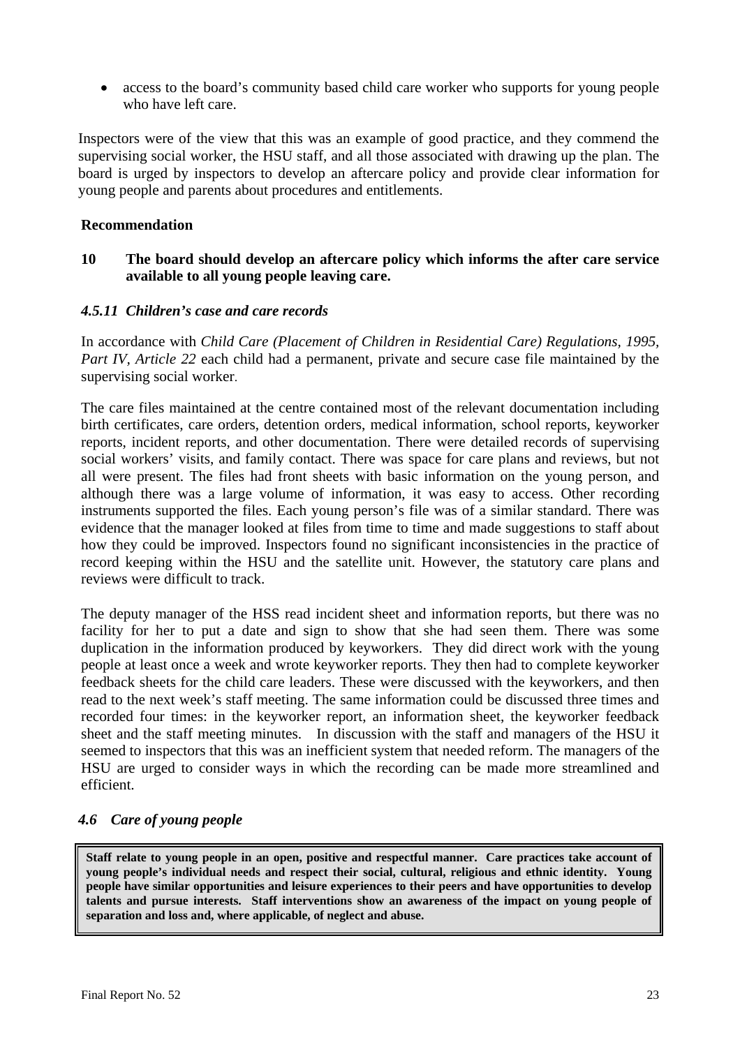- access to the board's community based child care worker who supports for young people who have left care.

Inspectors were of the view that this was an example of good practice, and they commend the supervising social worker, the HSU staff, and all those associated with drawing up the plan. The board is urged by inspectors to develop an aftercare policy and provide clear information for young people and parents about procedures and entitlements.

**Recommendation**

**10 The board should develop an aftercare policy which informs the after care service available to all young people leaving care.**

### *4.5.11 Children's case and care records*

In accordance with *Child Care (Placement of Children in Residential Care) Regulations, 1995, Part IV, Article 22* each child had a permanent, private and secure case file maintained by the supervising social worker.

The care files maintained at the centre contained most of the relevant documentation including birth certificates, care orders, detention orders, medical information, school reports, keyworker reports, incident reports, and other documentation. There were detailed records of supervising social workers' visits, and family contact. There was space for care plans and reviews, but not all were present. The files had front sheets with basic information on the young person, and although there was a large volume of information, it was easy to access. Other recording instruments supported the files. Each young person's file was of a similar standard. There was evidence that the manager looked at files from time to time and made suggestions to staff about how they could be improved. Inspectors found no significant inconsistencies in the practice of record keeping within the HSU and the satellite unit. However, the statutory care plans and reviews were difficult to track.

The deputy manager of the HSS read incident sheet and information reports, but there was no facility for her to put a date and sign to show that she had seen them. There was some duplication in the information produced by keyworkers. They did direct work with the young people at least once a week and wrote keyworker reports. They then had to complete keyworker feedback sheets for the child care leaders. These were discussed with the keyworkers, and then read to the next week's staff meeting. The same information could be discussed three times and recorded four times: in the keyworker report, an information sheet, the keyworker feedback sheet and the staff meeting minutes. In discussion with the staff and managers of the HSU it seemed to inspectors that this was an inefficient system that needed reform. The managers of the HSU are urged to consider ways in which the recording can be made more streamlined and efficient.

## *4.6 Care of young people*

**Staff relate to young people in an open, positive and respectful manner. Care practices take account of young people's individual needs and respect their social, cultural, religious and ethnic identity. Young people have similar opportunities and leisure experiences to their peers and have opportunities to develop talents and pursue interests. Staff interventions show an awareness of the impact on young people of separation and loss and, where applicable, of neglect and abuse.**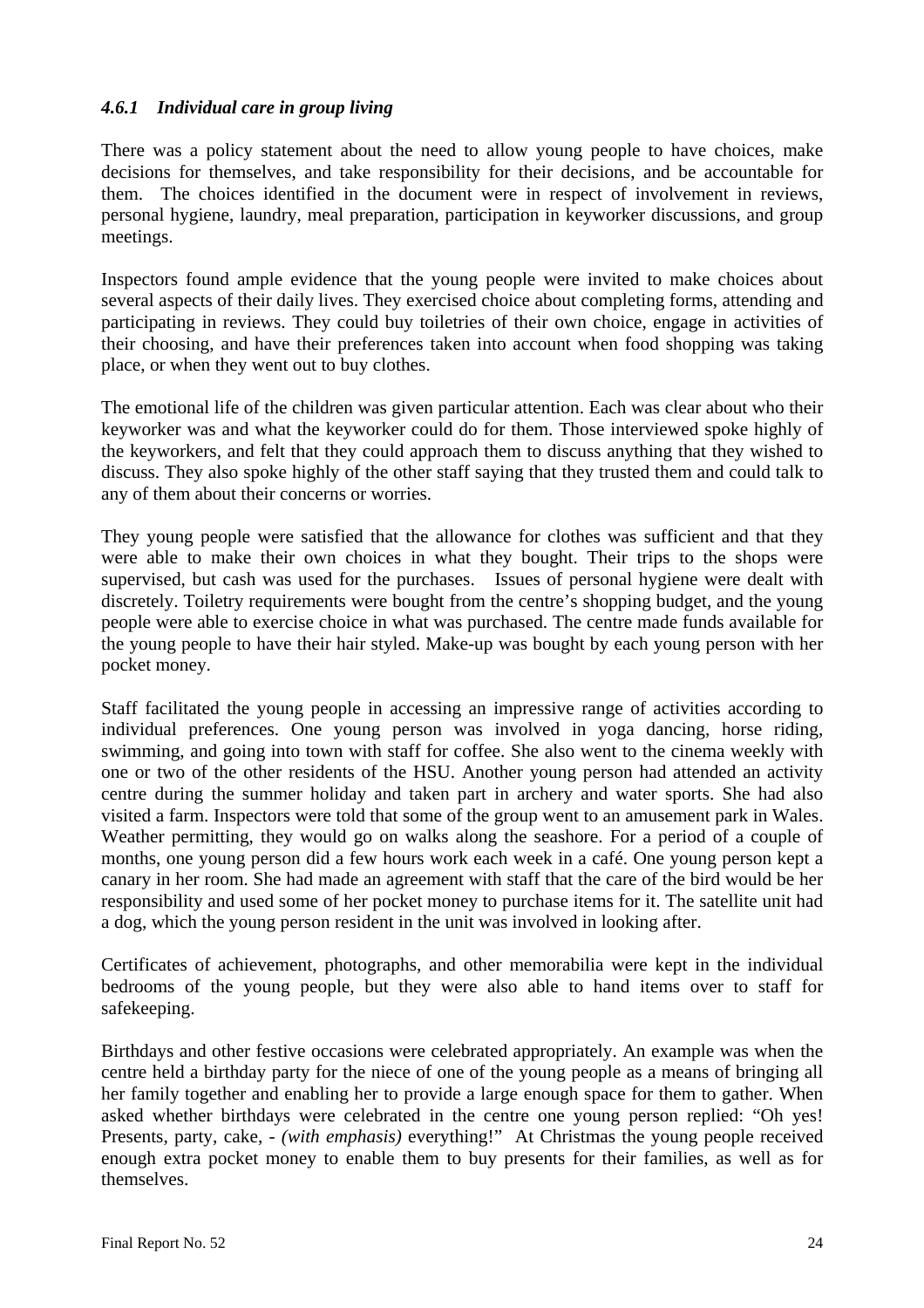### *4.6.1 Individual care in group living*

There was a policy statement about the need to allow young people to have choices, make decisions for themselves, and take responsibility for their decisions, and be accountable for them. The choices identified in the document were in respect of involvement in reviews, personal hygiene, laundry, meal preparation, participation in keyworker discussions, and group meetings.

Inspectors found ample evidence that the young people were invited to make choices about several aspects of their daily lives. They exercised choice about completing forms, attending and participating in reviews. They could buy toiletries of their own choice, engage in activities of their choosing, and have their preferences taken into account when food shopping was taking place, or when they went out to buy clothes.

The emotional life of the children was given particular attention. Each was clear about who their keyworker was and what the keyworker could do for them. Those interviewed spoke highly of the keyworkers, and felt that they could approach them to discuss anything that they wished to discuss. They also spoke highly of the other staff saying that they trusted them and could talk to any of them about their concerns or worries.

They young people were satisfied that the allowance for clothes was sufficient and that they were able to make their own choices in what they bought. Their trips to the shops were supervised, but cash was used for the purchases. Issues of personal hygiene were dealt with discretely. Toiletry requirements were bought from the centre's shopping budget, and the young people were able to exercise choice in what was purchased. The centre made funds available for the young people to have their hair styled. Make-up was bought by each young person with her pocket money.

Staff facilitated the young people in accessing an impressive range of activities according to individual preferences. One young person was involved in yoga dancing, horse riding, swimming, and going into town with staff for coffee. She also went to the cinema weekly with one or two of the other residents of the HSU. Another young person had attended an activity centre during the summer holiday and taken part in archery and water sports. She had also visited a farm. Inspectors were told that some of the group went to an amusement park in Wales. Weather permitting, they would go on walks along the seashore. For a period of a couple of months, one young person did a few hours work each week in a café. One young person kept a canary in her room. She had made an agreement with staff that the care of the bird would be her responsibility and used some of her pocket money to purchase items for it. The satellite unit had a dog, which the young person resident in the unit was involved in looking after.

Certificates of achievement, photographs, and other memorabilia were kept in the individual bedrooms of the young people, but they were also able to hand items over to staff for safekeeping.

Birthdays and other festive occasions were celebrated appropriately. An example was when the centre held a birthday party for the niece of one of the young people as a means of bringing all her family together and enabling her to provide a large enough space for them to gather. When asked whether birthdays were celebrated in the centre one young person replied: "Oh yes! Presents, party, cake, - *(with emphasis)* everything!" At Christmas the young people received enough extra pocket money to enable them to buy presents for their families, as well as for themselves.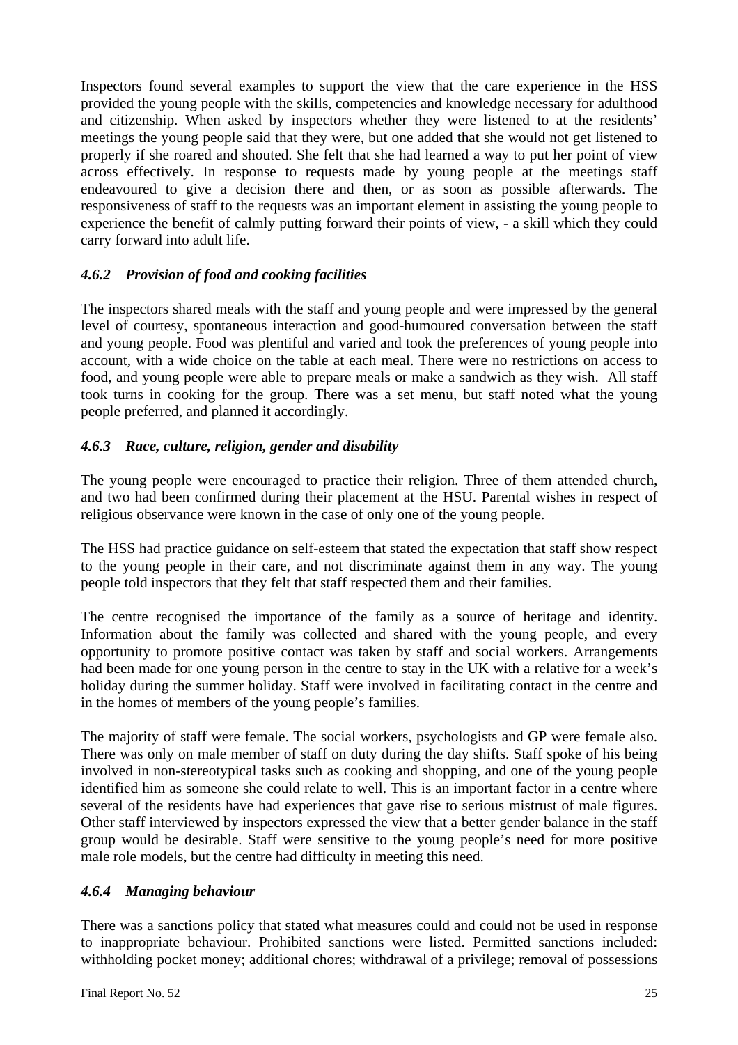Inspectors found several examples to support the view that the care experience in the HSS provided the young people with the skills, competencies and knowledge necessary for adulthood and citizenship. When asked by inspectors whether they were listened to at the residents' meetings the young people said that they were, but one added that she would not get listened to properly if she roared and shouted. She felt that she had learned a way to put her point of view across effectively. In response to requests made by young people at the meetings staff endeavoured to give a decision there and then, or as soon as possible afterwards. The responsiveness of staff to the requests was an important element in assisting the young people to experience the benefit of calmly putting forward their points of view, - a skill which they could carry forward into adult life.

### *4.6.2 Provision of food and cooking facilities*

The inspectors shared meals with the staff and young people and were impressed by the general level of courtesy, spontaneous interaction and good-humoured conversation between the staff and young people. Food was plentiful and varied and took the preferences of young people into account, with a wide choice on the table at each meal. There were no restrictions on access to food, and young people were able to prepare meals or make a sandwich as they wish. All staff took turns in cooking for the group. There was a set menu, but staff noted what the young people preferred, and planned it accordingly.

### *4.6.3 Race, culture, religion, gender and disability*

The young people were encouraged to practice their religion. Three of them attended church, and two had been confirmed during their placement at the HSU. Parental wishes in respect of religious observance were known in the case of only one of the young people.

The HSS had practice guidance on self-esteem that stated the expectation that staff show respect to the young people in their care, and not discriminate against them in any way. The young people told inspectors that they felt that staff respected them and their families.

The centre recognised the importance of the family as a source of heritage and identity. Information about the family was collected and shared with the young people, and every opportunity to promote positive contact was taken by staff and social workers. Arrangements had been made for one young person in the centre to stay in the UK with a relative for a week's holiday during the summer holiday. Staff were involved in facilitating contact in the centre and in the homes of members of the young people's families.

The majority of staff were female. The social workers, psychologists and GP were female also. There was only on male member of staff on duty during the day shifts. Staff spoke of his being involved in non-stereotypical tasks such as cooking and shopping, and one of the young people identified him as someone she could relate to well. This is an important factor in a centre where several of the residents have had experiences that gave rise to serious mistrust of male figures. Other staff interviewed by inspectors expressed the view that a better gender balance in the staff group would be desirable. Staff were sensitive to the young people's need for more positive male role models, but the centre had difficulty in meeting this need.

### *4.6.4 Managing behaviour*

There was a sanctions policy that stated what measures could and could not be used in response to inappropriate behaviour. Prohibited sanctions were listed. Permitted sanctions included: withholding pocket money; additional chores; withdrawal of a privilege; removal of possessions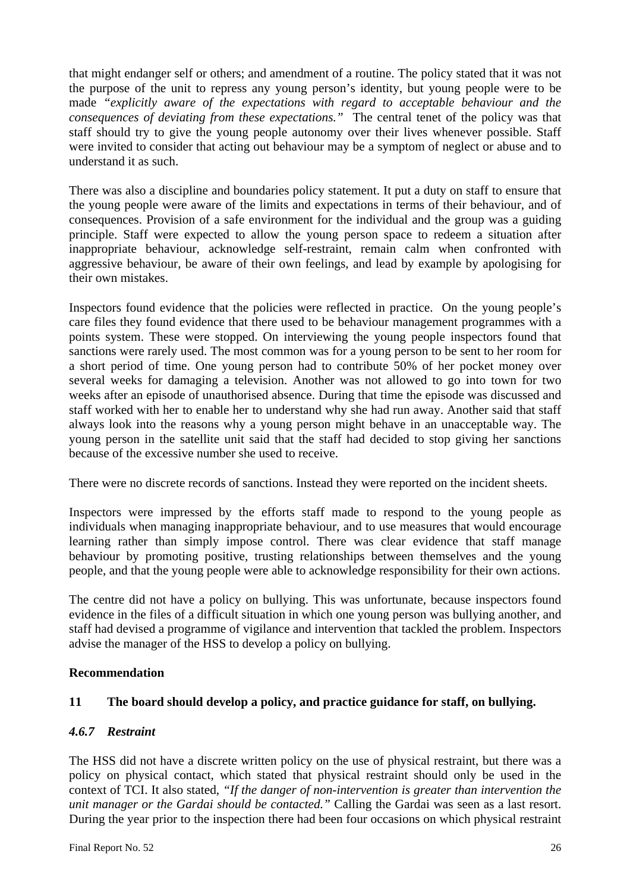that might endanger self or others; and amendment of a routine. The policy stated that it was not the purpose of the unit to repress any young person's identity, but young people were to be made *"explicitly aware of the expectations with regard to acceptable behaviour and the consequences of deviating from these expectations."* The central tenet of the policy was that staff should try to give the young people autonomy over their lives whenever possible. Staff were invited to consider that acting out behaviour may be a symptom of neglect or abuse and to understand it as such.

There was also a discipline and boundaries policy statement. It put a duty on staff to ensure that the young people were aware of the limits and expectations in terms of their behaviour, and of consequences. Provision of a safe environment for the individual and the group was a guiding principle. Staff were expected to allow the young person space to redeem a situation after inappropriate behaviour, acknowledge self-restraint, remain calm when confronted with aggressive behaviour, be aware of their own feelings, and lead by example by apologising for their own mistakes.

Inspectors found evidence that the policies were reflected in practice. On the young people's care files they found evidence that there used to be behaviour management programmes with a points system. These were stopped. On interviewing the young people inspectors found that sanctions were rarely used. The most common was for a young person to be sent to her room for a short period of time. One young person had to contribute 50% of her pocket money over several weeks for damaging a television. Another was not allowed to go into town for two weeks after an episode of unauthorised absence. During that time the episode was discussed and staff worked with her to enable her to understand why she had run away. Another said that staff always look into the reasons why a young person might behave in an unacceptable way. The young person in the satellite unit said that the staff had decided to stop giving her sanctions because of the excessive number she used to receive.

There were no discrete records of sanctions. Instead they were reported on the incident sheets.

Inspectors were impressed by the efforts staff made to respond to the young people as individuals when managing inappropriate behaviour, and to use measures that would encourage learning rather than simply impose control. There was clear evidence that staff manage behaviour by promoting positive, trusting relationships between themselves and the young people, and that the young people were able to acknowledge responsibility for their own actions.

The centre did not have a policy on bullying. This was unfortunate, because inspectors found evidence in the files of a difficult situation in which one young person was bullying another, and staff had devised a programme of vigilance and intervention that tackled the problem. Inspectors advise the manager of the HSS to develop a policy on bullying.

**Recommendation**

**11 The board should develop a policy, and practice guidance for staff, on bullying.**

#### *4.6.7 Restraint*

The HSS did not have a discrete written policy on the use of physical restraint, but there was a policy on physical contact, which stated that physical restraint should only be used in the context of TCI. It also stated, *"If the danger of non-intervention is greater than intervention the unit manager or the Gardai should be contacted."* Calling the Gardai was seen as a last resort. During the year prior to the inspection there had been four occasions on which physical restraint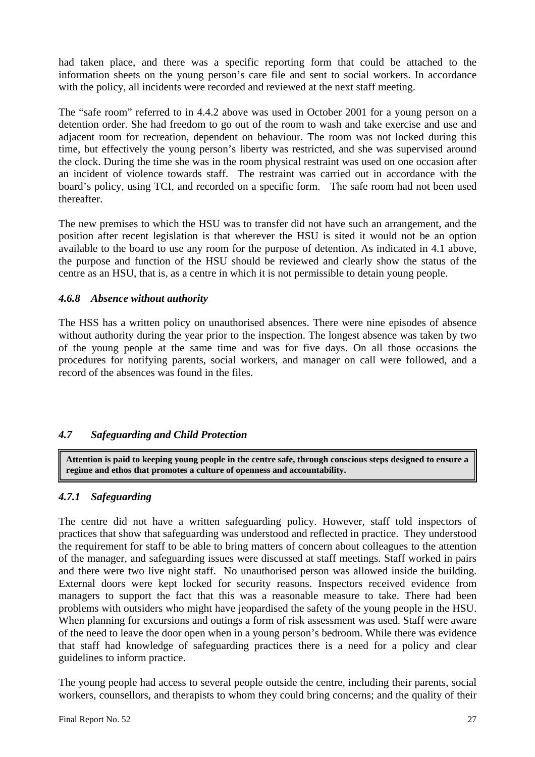had taken place, and there was a specific reporting form that could be attached to the information sheets on the young person's care file and sent to social workers. In accordance with the policy, all incidents were recorded and reviewed at the next staff meeting.

The "safe room" referred to in 4.4.2 above was used in October 2001 for a young person on a detention order. She had freedom to go out of the room to wash and take exercise and use and adjacent room for recreation, dependent on behaviour. The room was not locked during this time, but effectively the young person's liberty was restricted, and she was supervised around the clock. During the time she was in the room physical restraint was used on one occasion after an incident of violence towards staff. The restraint was carried out in accordance with the board's policy, using TCI, and recorded on a specific form. The safe room had not been used thereafter.

The new premises to which the HSU was to transfer did not have such an arrangement, and the position after recent legislation is that wherever the HSU is sited it would not be an option available to the board to use any room for the purpose of detention. As indicated in 4.1 above, the purpose and function of the HSU should be reviewed and clearly show the status of the centre as an HSU, that is, as a centre in which it is not permissible to detain young people.

### *4.6.8 Absence without authority*

The HSS has a written policy on unauthorised absences. There were nine episodes of absence without authority during the year prior to the inspection. The longest absence was taken by two of the young people at the same time and was for five days. On all those occasions the procedures for notifying parents, social workers, and manager on call were followed, and a record of the absences was found in the files.

## *4.7 Safeguarding and Child Protection*

**Attention is paid to keeping young people in the centre safe, through conscious steps designed to ensure a regime and ethos that promotes a culture of openness and accountability.**

### *4.7.1 Safeguarding*

The centre did not have a written safeguarding policy. However, staff told inspectors of practices that show that safeguarding was understood and reflected in practice. They understood the requirement for staff to be able to bring matters of concern about colleagues to the attention of the manager, and safeguarding issues were discussed at staff meetings. Staff worked in pairs and there were two live night staff. No unauthorised person was allowed inside the building. External doors were kept locked for security reasons. Inspectors received evidence from managers to support the fact that this was a reasonable measure to take. There had been problems with outsiders who might have jeopardised the safety of the young people in the HSU. When planning for excursions and outings a form of risk assessment was used. Staff were aware of the need to leave the door open when in a young person's bedroom. While there was evidence that staff had knowledge of safeguarding practices there is a need for a policy and clear guidelines to inform practice.

The young people had access to several people outside the centre, including their parents, social workers, counsellors, and therapists to whom they could bring concerns; and the quality of their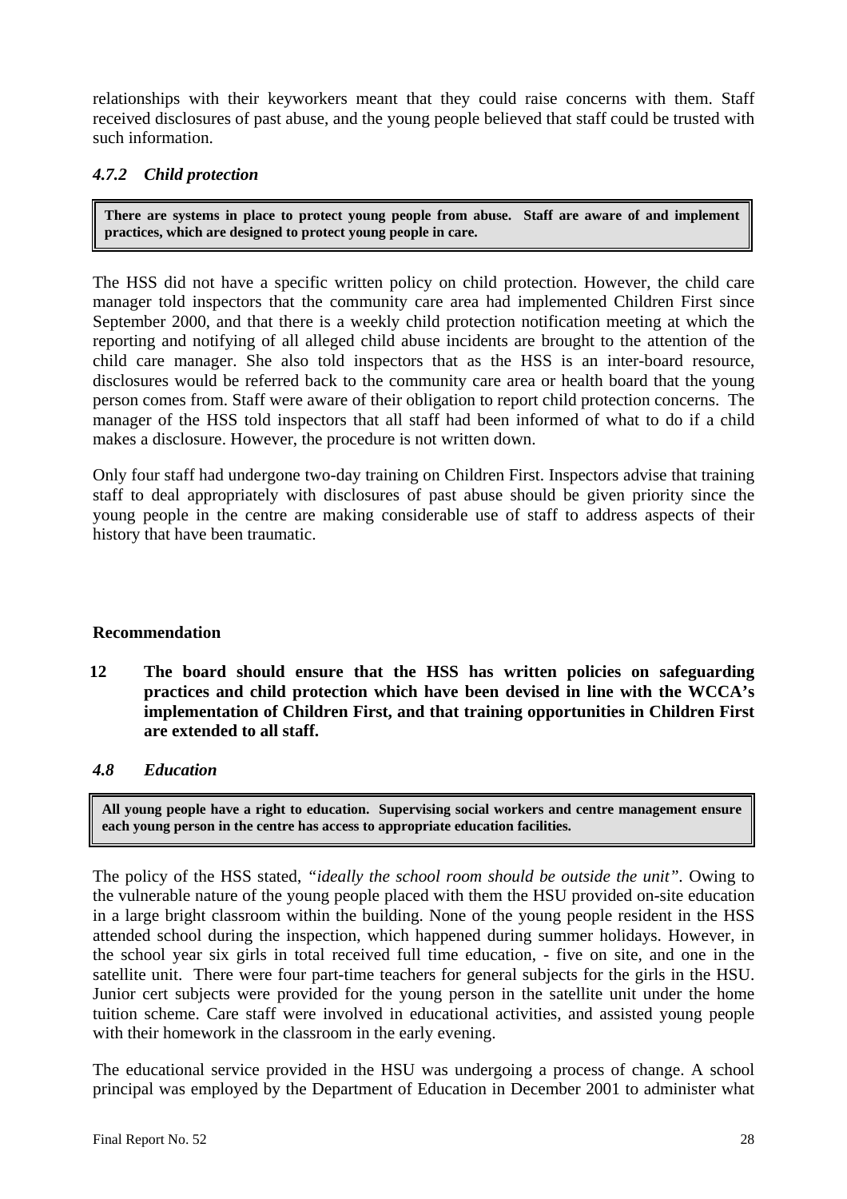relationships with their keyworkers meant that they could raise concerns with them. Staff received disclosures of past abuse, and the young people believed that staff could be trusted with such information.

### *4.7.2 Child protection*

> **There are systems in place to protect young people from abuse. Staff are aware of and implement practices, which are designed to protect young people in care.**

The HSS did not have a specific written policy on child protection. However, the child care manager told inspectors that the community care area had implemented Children First since September 2000, and that there is a weekly child protection notification meeting at which the reporting and notifying of all alleged child abuse incidents are brought to the attention of the child care manager. She also told inspectors that as the HSS is an inter-board resource, disclosures would be referred back to the community care area or health board that the young person comes from. Staff were aware of their obligation to report child protection concerns. The manager of the HSS told inspectors that all staff had been informed of what to do if a child makes a disclosure. However, the procedure is not written down.

Only four staff had undergone two-day training on Children First. Inspectors advise that training staff to deal appropriately with disclosures of past abuse should be given priority since the young people in the centre are making considerable use of staff to address aspects of their history that have been traumatic.

**Recommendation**

**12 The board should ensure that the HSS has written policies on safeguarding practices and child protection which have been devised in line with the WCCA's implementation of Children First, and that training opportunities in Children First are extended to all staff.**

### *4.8 Education*

> **All young people have a right to education. Supervising social workers and centre management ensure each young person in the centre has access to appropriate education facilities.**

The policy of the HSS stated, *"ideally the school room should be outside the unit"*. Owing to the vulnerable nature of the young people placed with them the HSU provided on-site education in a large bright classroom within the building. None of the young people resident in the HSS attended school during the inspection, which happened during summer holidays. However, in the school year six girls in total received full time education, - five on site, and one in the satellite unit. There were four part-time teachers for general subjects for the girls in the HSU. Junior cert subjects were provided for the young person in the satellite unit under the home tuition scheme. Care staff were involved in educational activities, and assisted young people with their homework in the classroom in the early evening.

The educational service provided in the HSU was undergoing a process of change. A school principal was employed by the Department of Education in December 2001 to administer what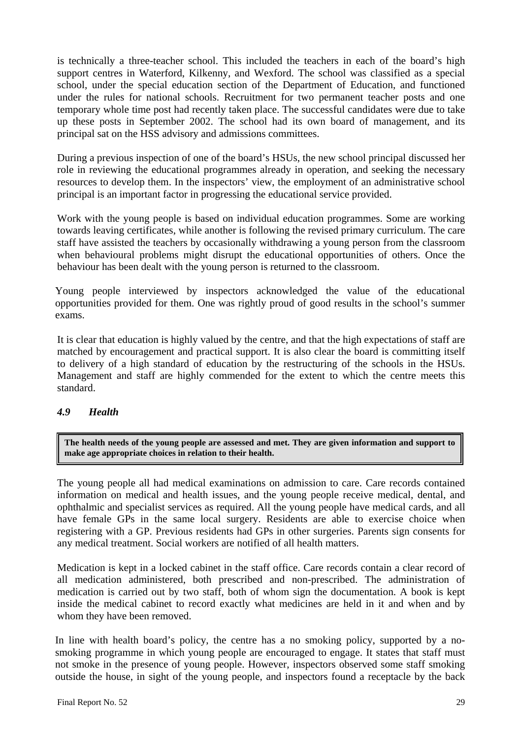is technically a three-teacher school. This included the teachers in each of the board's high support centres in Waterford, Kilkenny, and Wexford. The school was classified as a special school, under the special education section of the Department of Education, and functioned under the rules for national schools. Recruitment for two permanent teacher posts and one temporary whole time post had recently taken place. The successful candidates were due to take up these posts in September 2002. The school had its own board of management, and its principal sat on the HSS advisory and admissions committees.

During a previous inspection of one of the board's HSUs, the new school principal discussed her role in reviewing the educational programmes already in operation, and seeking the necessary resources to develop them. In the inspectors' view, the employment of an administrative school principal is an important factor in progressing the educational service provided.

Work with the young people is based on individual education programmes. Some are working towards leaving certificates, while another is following the revised primary curriculum. The care staff have assisted the teachers by occasionally withdrawing a young person from the classroom when behavioural problems might disrupt the educational opportunities of others. Once the behaviour has been dealt with the young person is returned to the classroom.

Young people interviewed by inspectors acknowledged the value of the educational opportunities provided for them. One was rightly proud of good results in the school's summer exams.

It is clear that education is highly valued by the centre, and that the high expectations of staff are matched by encouragement and practical support. It is also clear the board is committing itself to delivery of a high standard of education by the restructuring of the schools in the HSUs. Management and staff are highly commended for the extent to which the centre meets this standard.

### *4.9 Health*

> **The health needs of the young people are assessed and met. They are given information and support to make age appropriate choices in relation to their health.**

The young people all had medical examinations on admission to care. Care records contained information on medical and health issues, and the young people receive medical, dental, and ophthalmic and specialist services as required. All the young people have medical cards, and all have female GPs in the same local surgery. Residents are able to exercise choice when registering with a GP. Previous residents had GPs in other surgeries. Parents sign consents for any medical treatment. Social workers are notified of all health matters.

Medication is kept in a locked cabinet in the staff office. Care records contain a clear record of all medication administered, both prescribed and non-prescribed. The administration of medication is carried out by two staff, both of whom sign the documentation. A book is kept inside the medical cabinet to record exactly what medicines are held in it and when and by whom they have been removed.

In line with health board's policy, the centre has a no smoking policy, supported by a no-smoking programme in which young people are encouraged to engage. It states that staff must not smoke in the presence of young people. However, inspectors observed some staff smoking outside the house, in sight of the young people, and inspectors found a receptacle by the back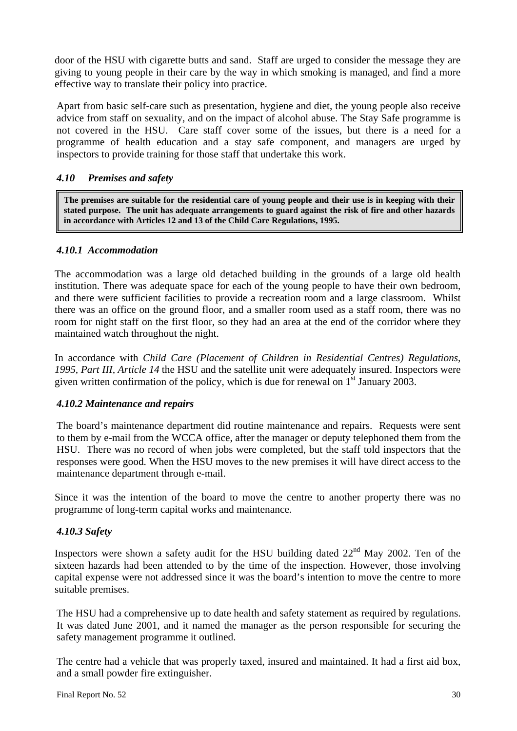door of the HSU with cigarette butts and sand. Staff are urged to consider the message they are giving to young people in their care by the way in which smoking is managed, and find a more effective way to translate their policy into practice.

Apart from basic self-care such as presentation, hygiene and diet, the young people also receive advice from staff on sexuality, and on the impact of alcohol abuse. The Stay Safe programme is not covered in the HSU. Care staff cover some of the issues, but there is a need for a programme of health education and a stay safe component, and managers are urged by inspectors to provide training for those staff that undertake this work.

### *4.10 Premises and safety*

> **The premises are suitable for the residential care of young people and their use is in keeping with their stated purpose. The unit has adequate arrangements to guard against the risk of fire and other hazards in accordance with Articles 12 and 13 of the Child Care Regulations, 1995.**

#### *4.10.1 Accommodation*

The accommodation was a large old detached building in the grounds of a large old health institution. There was adequate space for each of the young people to have their own bedroom, and there were sufficient facilities to provide a recreation room and a large classroom. Whilst there was an office on the ground floor, and a smaller room used as a staff room, there was no room for night staff on the first floor, so they had an area at the end of the corridor where they maintained watch throughout the night.

In accordance with *Child Care (Placement of Children in Residential Centres) Regulations, 1995, Part III, Article 14* the HSU and the satellite unit were adequately insured. Inspectors were given written confirmation of the policy, which is due for renewal on 1st January 2003.

#### *4.10.2 Maintenance and repairs*

The board's maintenance department did routine maintenance and repairs. Requests were sent to them by e-mail from the WCCA office, after the manager or deputy telephoned them from the HSU. There was no record of when jobs were completed, but the staff told inspectors that the responses were good. When the HSU moves to the new premises it will have direct access to the maintenance department through e-mail.

Since it was the intention of the board to move the centre to another property there was no programme of long-term capital works and maintenance.

#### *4.10.3 Safety*

Inspectors were shown a safety audit for the HSU building dated 22nd May 2002. Ten of the sixteen hazards had been attended to by the time of the inspection. However, those involving capital expense were not addressed since it was the board's intention to move the centre to more suitable premises.

The HSU had a comprehensive up to date health and safety statement as required by regulations. It was dated June 2001, and it named the manager as the person responsible for securing the safety management programme it outlined.

The centre had a vehicle that was properly taxed, insured and maintained. It had a first aid box, and a small powder fire extinguisher.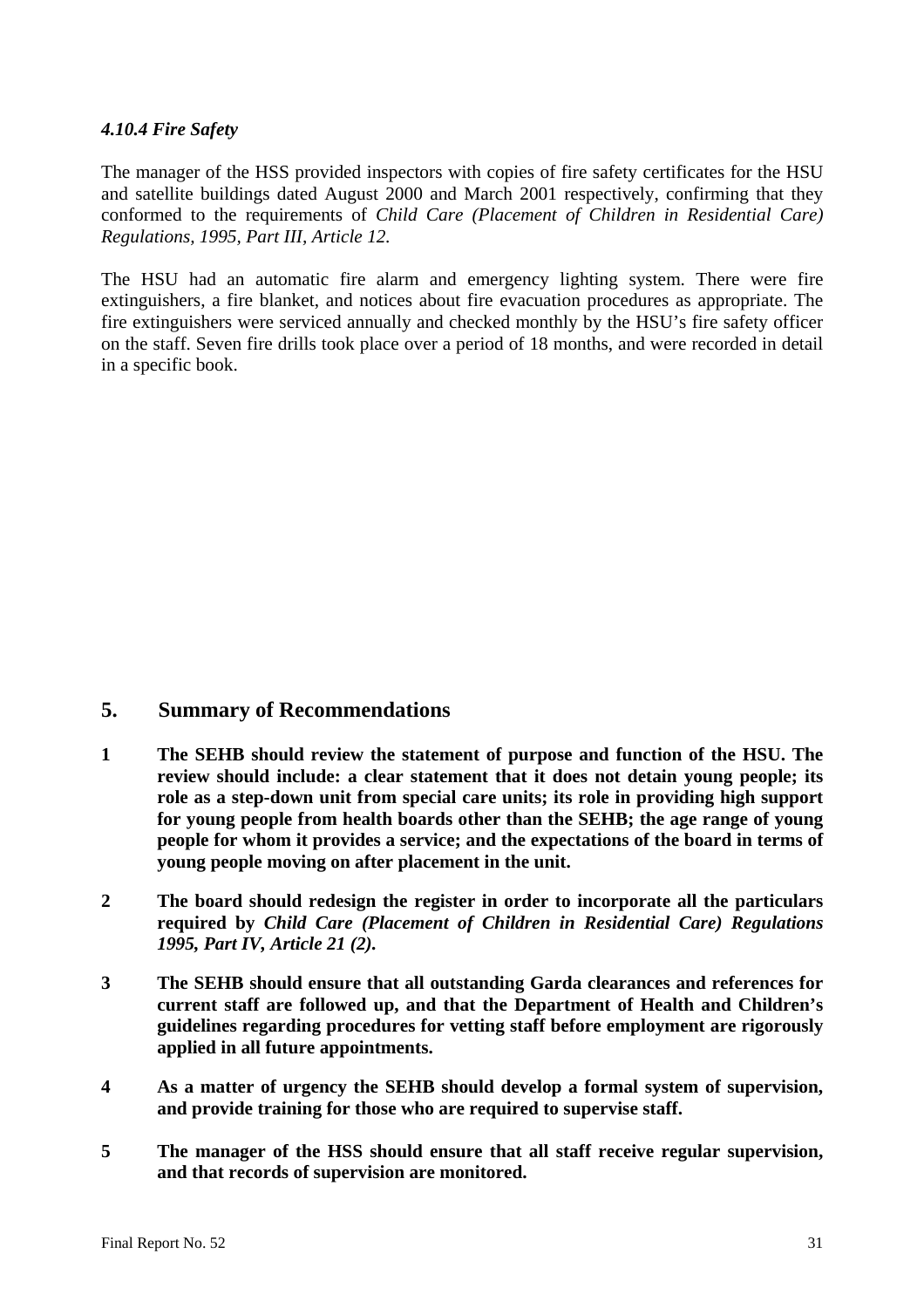#### *4.10.4 Fire Safety*

The manager of the HSS provided inspectors with copies of fire safety certificates for the HSU and satellite buildings dated August 2000 and March 2001 respectively, confirming that they conformed to the requirements of *Child Care (Placement of Children in Residential Care) Regulations, 1995, Part III, Article 12.*

The HSU had an automatic fire alarm and emergency lighting system. There were fire extinguishers, a fire blanket, and notices about fire evacuation procedures as appropriate. The fire extinguishers were serviced annually and checked monthly by the HSU's fire safety officer on the staff. Seven fire drills took place over a period of 18 months, and were recorded in detail in a specific book.

## 5. Summary of Recommendations

**1 The SEHB should review the statement of purpose and function of the HSU. The review should include: a clear statement that it does not detain young people; its role as a step-down unit from special care units; its role in providing high support for young people from health boards other than the SEHB; the age range of young people for whom it provides a service; and the expectations of the board in terms of young people moving on after placement in the unit.**

**2 The board should redesign the register in order to incorporate all the particulars required by *Child Care (Placement of Children in Residential Care) Regulations 1995, Part IV, Article 21 (2).***

**3 The SEHB should ensure that all outstanding Garda clearances and references for current staff are followed up, and that the Department of Health and Children's guidelines regarding procedures for vetting staff before employment are rigorously applied in all future appointments.**

**4 As a matter of urgency the SEHB should develop a formal system of supervision, and provide training for those who are required to supervise staff.**

**5 The manager of the HSS should ensure that all staff receive regular supervision, and that records of supervision are monitored.**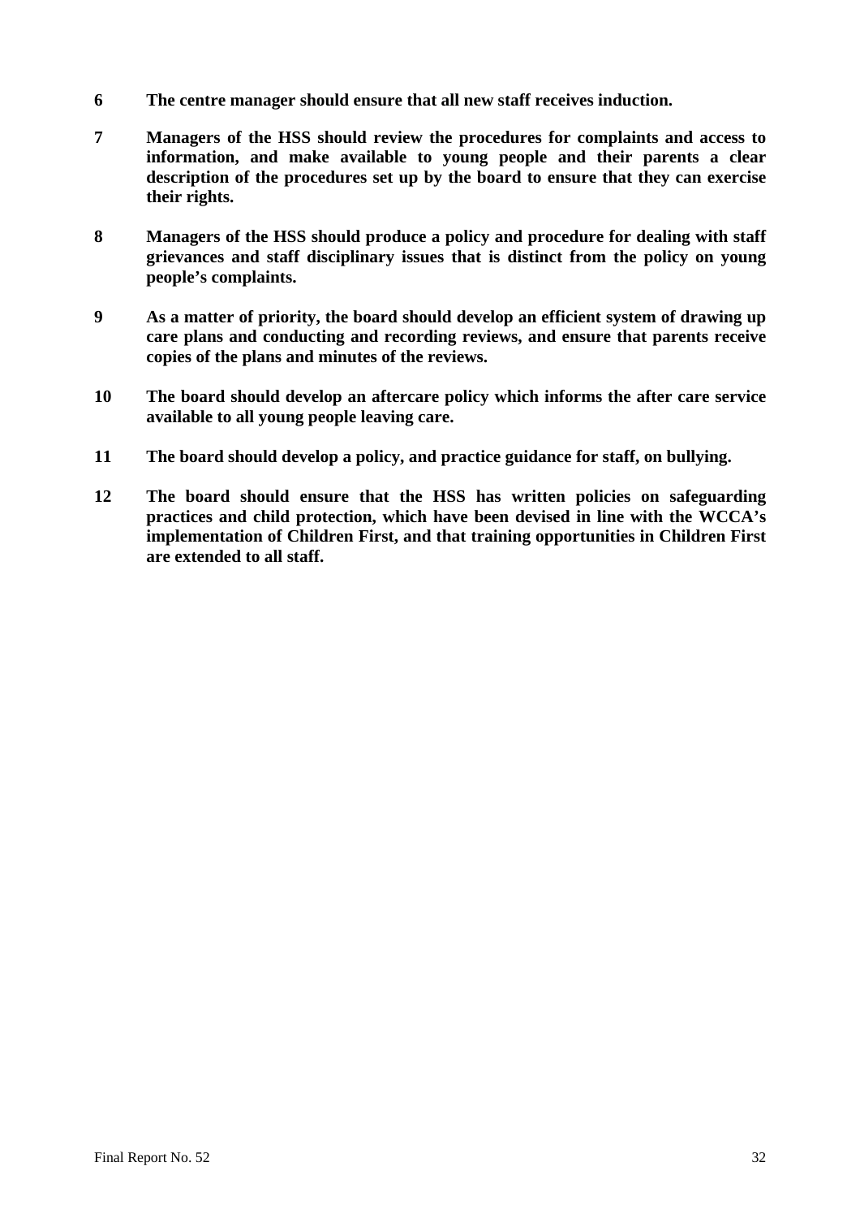6 **The centre manager should ensure that all new staff receives induction.**

7 **Managers of the HSS should review the procedures for complaints and access to information, and make available to young people and their parents a clear description of the procedures set up by the board to ensure that they can exercise their rights.**

8 **Managers of the HSS should produce a policy and procedure for dealing with staff grievances and staff disciplinary issues that is distinct from the policy on young people's complaints.**

9 **As a matter of priority, the board should develop an efficient system of drawing up care plans and conducting and recording reviews, and ensure that parents receive copies of the plans and minutes of the reviews.**

10 **The board should develop an aftercare policy which informs the after care service available to all young people leaving care.**

11 **The board should develop a policy, and practice guidance for staff, on bullying.**

12 **The board should ensure that the HSS has written policies on safeguarding practices and child protection, which have been devised in line with the WCCA's implementation of Children First, and that training opportunities in Children First are extended to all staff.**